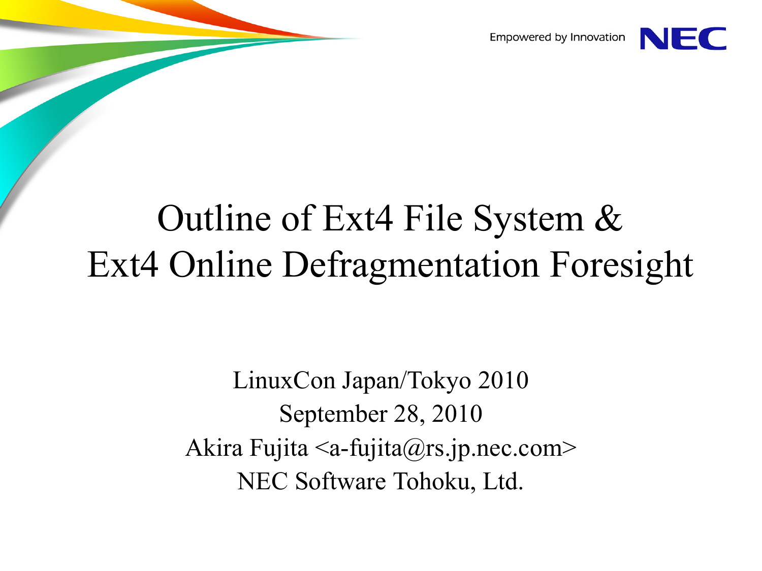# Outline of Ext4 File System & Ext4 Online Defragmentation Foresight

LinuxCon Japan/Tokyo 2010

September 28, 2010

Akira Fujita <a-fujita@rs.jp.nec.com>

NEC Software Tohoku, Ltd.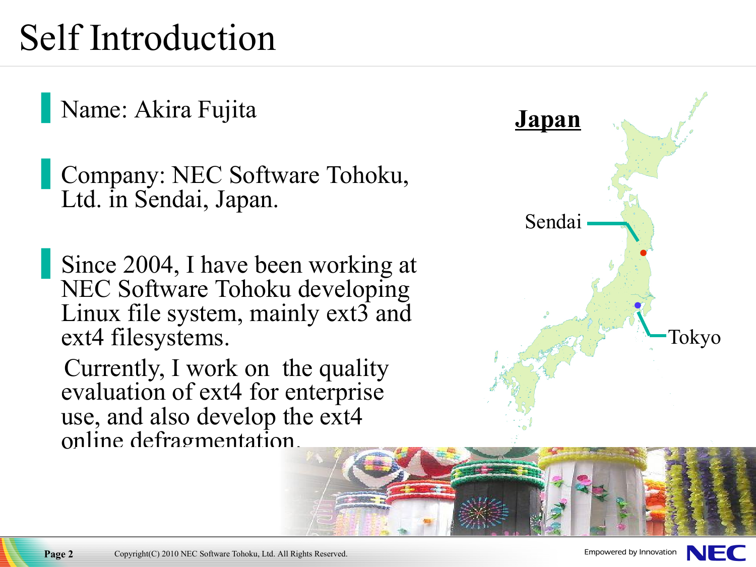# Self Introduction

- Name: Akira Fujita

- Company: NEC Software Tohoku, Ltd. in Sendai, Japan.

- Since 2004, I have been working at NEC Software Tohoku developing Linux file system, mainly ext3 and ext4 filesystems.

  Currently, I work on the quality evaluation of ext4 for enterprise use, and also develop the ext4 online defragmentation.

**Japan**

Sendai

Tokyo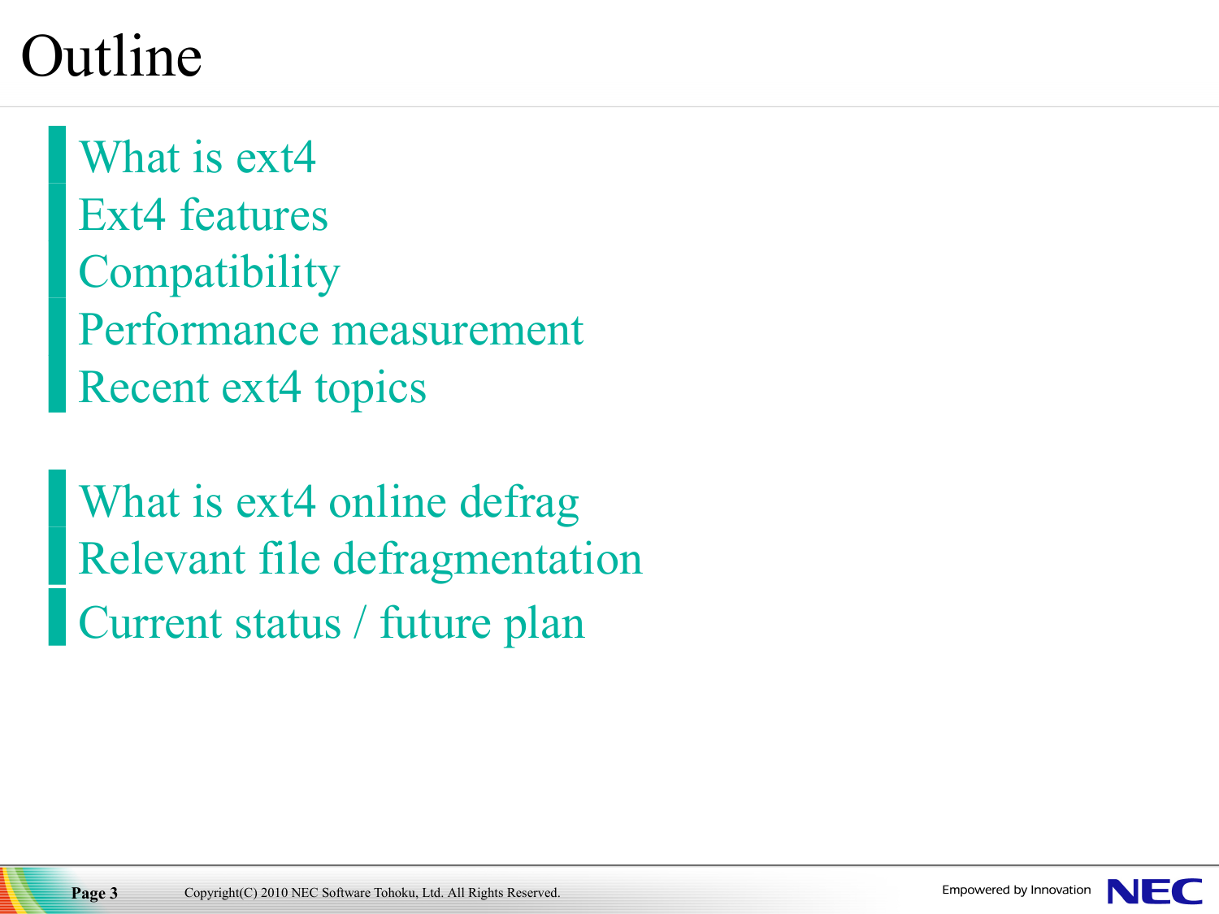# Outline

- What is ext4
- Ext4 features
- Compatibility
- Performance measurement
- Recent ext4 topics

- What is ext4 online defrag
- Relevant file defragmentation
- Current status / future plan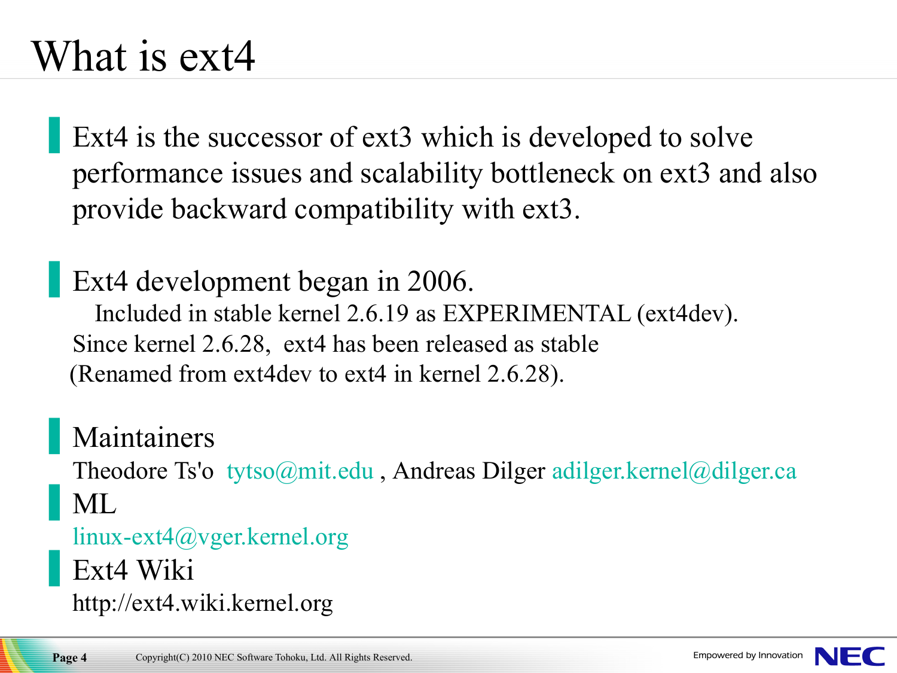# What is ext4

- Ext4 is the successor of ext3 which is developed to solve performance issues and scalability bottleneck on ext3 and also provide backward compatibility with ext3.

- Ext4 development began in 2006.

  Included in stable kernel 2.6.19 as EXPERIMENTAL (ext4dev).

  Since kernel 2.6.28, ext4 has been released as stable

  (Renamed from ext4dev to ext4 in kernel 2.6.28).

- Maintainers

  Theodore Ts'o tytso@mit.edu , Andreas Dilger adilger.kernel@dilger.ca

- ML

  linux-ext4@vger.kernel.org

- Ext4 Wiki

  http://ext4.wiki.kernel.org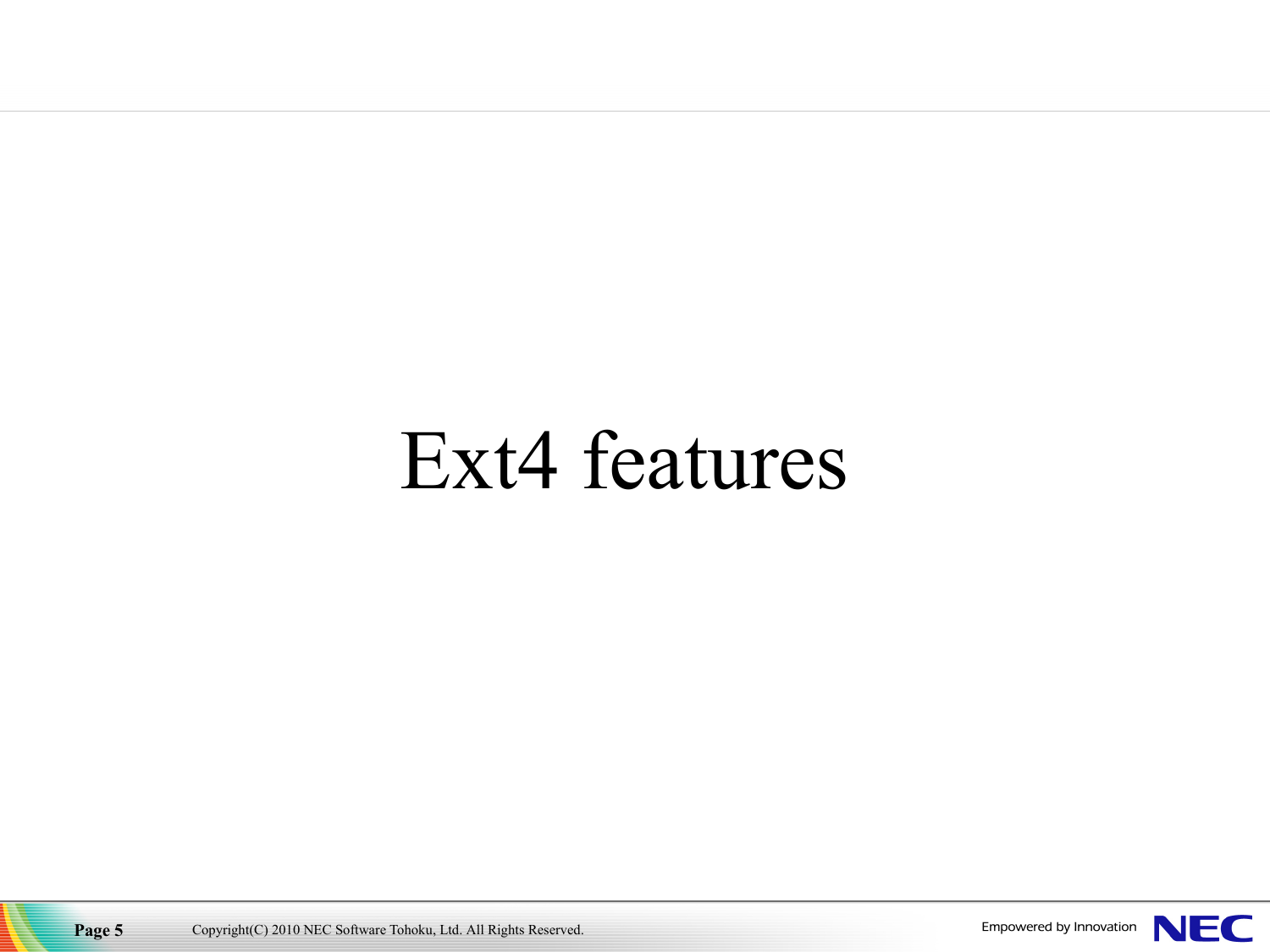# Ext4 features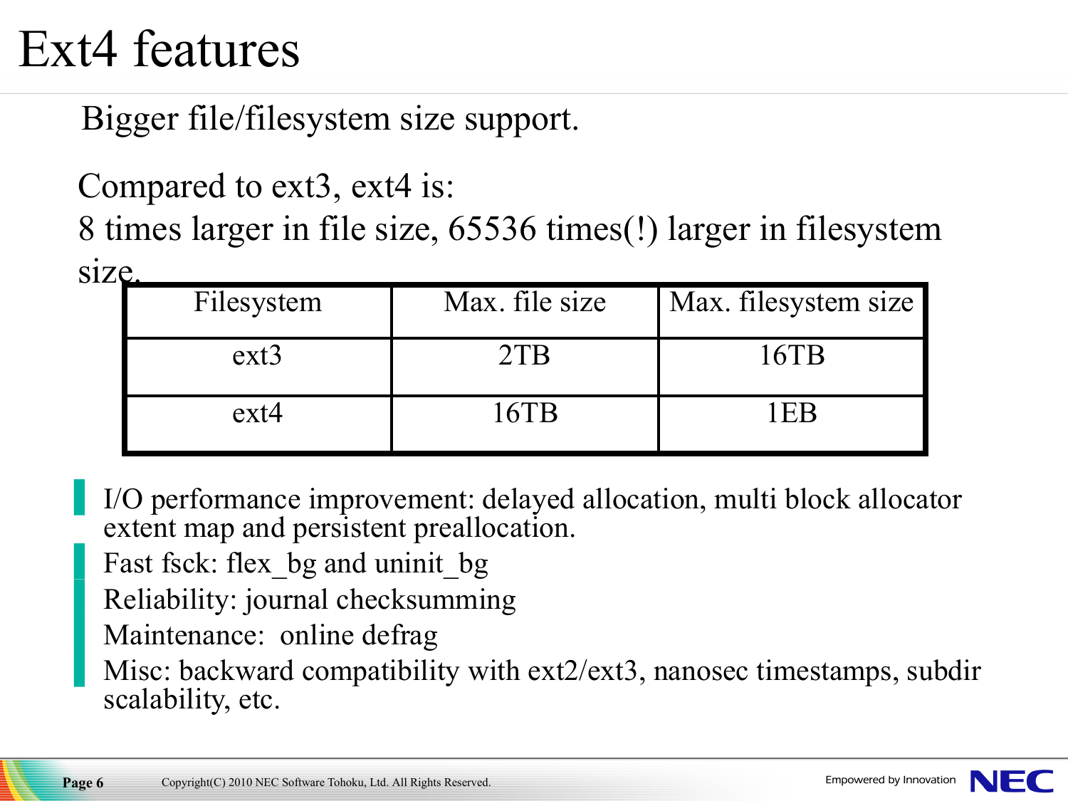# Ext4 features

Bigger file/filesystem size support.

Compared to ext3, ext4 is:
8 times larger in file size, 65536 times(!) larger in filesystem size.

| Filesystem | Max. file size | Max. filesystem size |
| --- | --- | --- |
| ext3 | 2TB | 16TB |
| ext4 | 16TB | 1EB |

- I/O performance improvement: delayed allocation, multi block allocator extent map and persistent preallocation.
- Fast fsck: flex_bg and uninit_bg
- Reliability: journal checksumming
- Maintenance: online defrag
- Misc: backward compatibility with ext2/ext3, nanosec timestamps, subdir scalability, etc.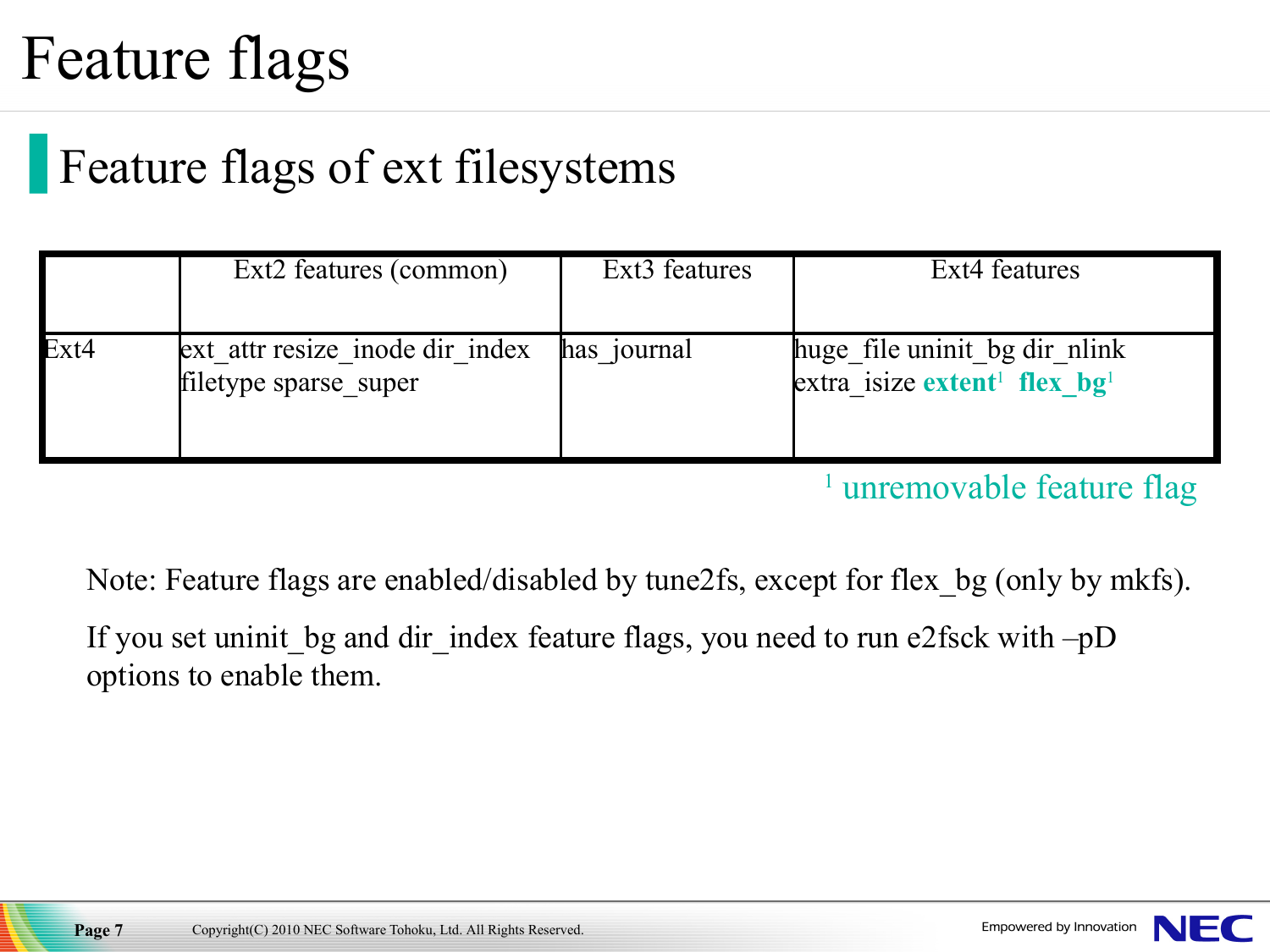# Feature flags

## Feature flags of ext filesystems

| | Ext2 features (common) | Ext3 features | Ext4 features |
|---|---|---|---|
| Ext4 | ext_attr resize_inode dir_index filetype sparse_super | has_journal | huge_file uninit_bg dir_nlink extra_isize **extent**[1] **flex_bg**[1] |

[1] unremovable feature flag

Note: Feature flags are enabled/disabled by tune2fs, except for flex_bg (only by mkfs).

If you set uninit_bg and dir_index feature flags, you need to run e2fsck with –pD options to enable them.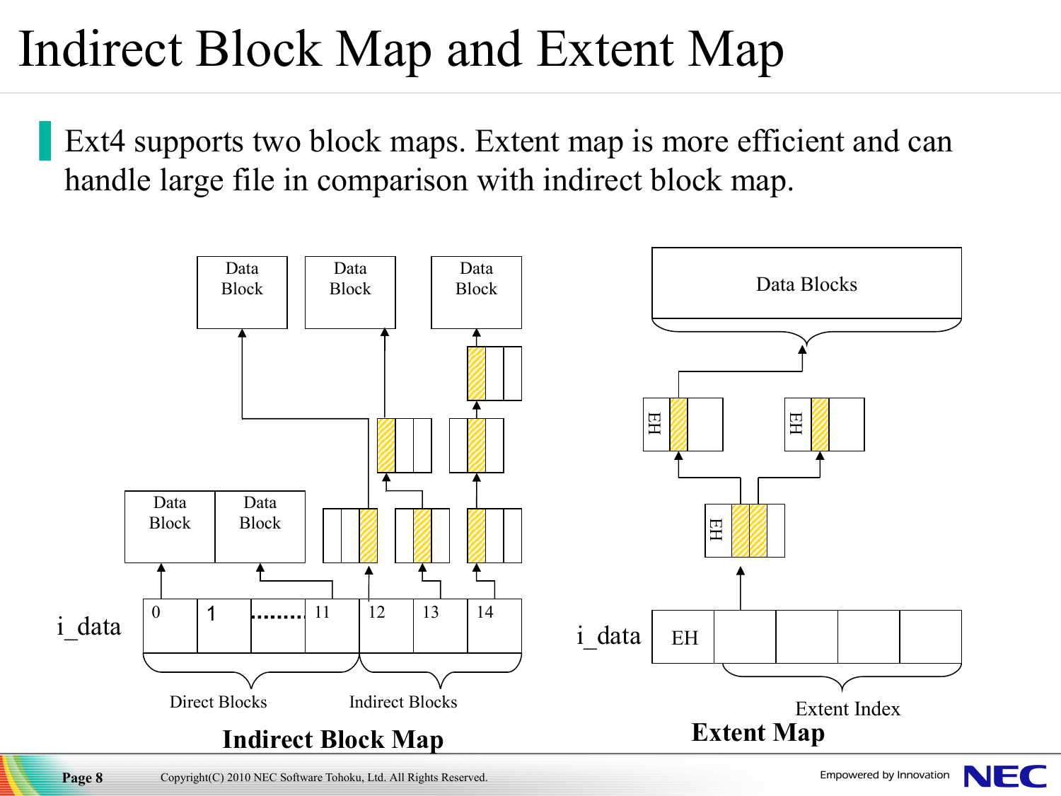# Indirect Block Map and Extent Map

- Ext4 supports two block maps. Extent map is more efficient and can handle large file in comparison with indirect block map.

Data Block | Data Block | Data Block

Data Block | Data Block

i_data: 0 | 1 | ........ | 11 | 12 | 13 | 14

Direct Blocks — Indirect Blocks

**Indirect Block Map**

Data Blocks

EH | EH | EH

i_data: EH | | | |

Extent Index

**Extent Map**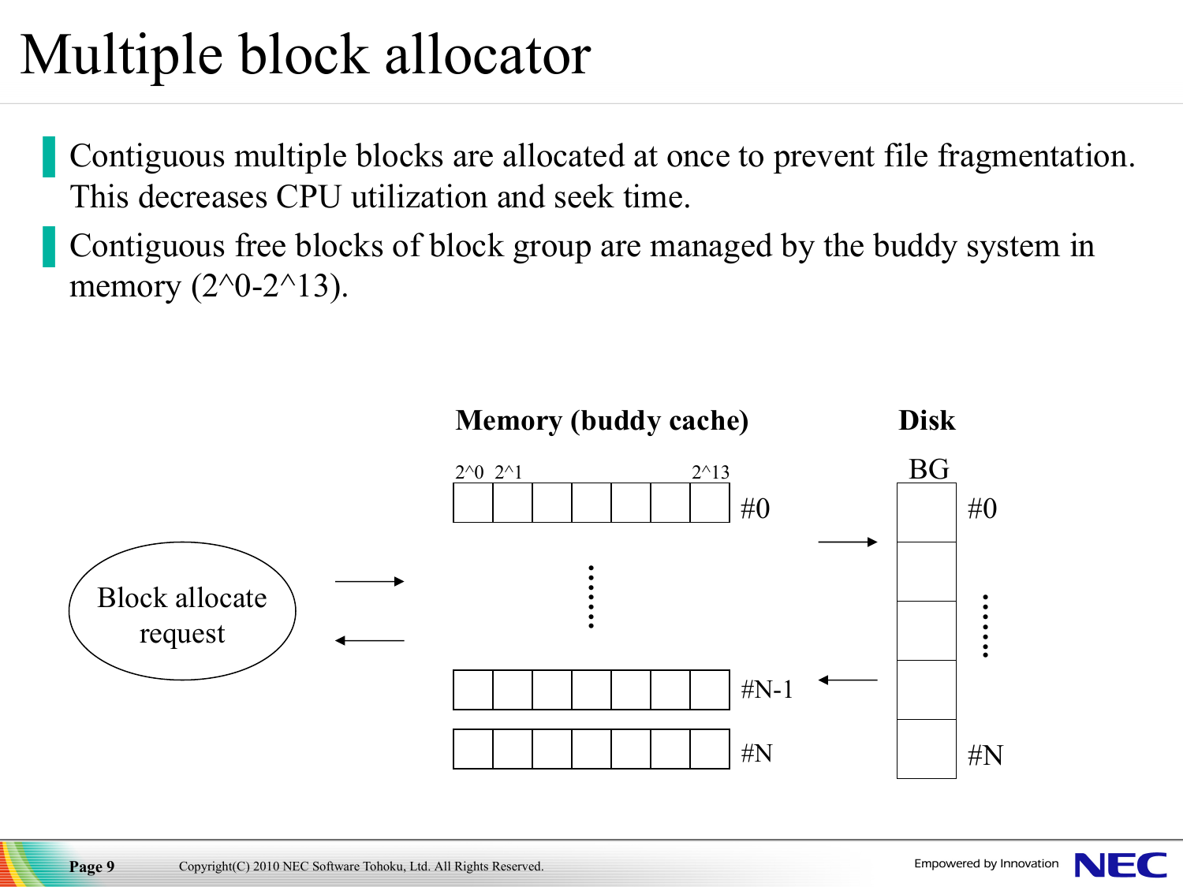# Multiple block allocator

- Contiguous multiple blocks are allocated at once to prevent file fragmentation. This decreases CPU utilization and seek time.
- Contiguous free blocks of block group are managed by the buddy system in memory (2^0-2^13).

**Memory (buddy cache)**

2^0 2^1 2^13

#0

#N-1

#N

**Disk**

BG

#0

#N

Block allocate request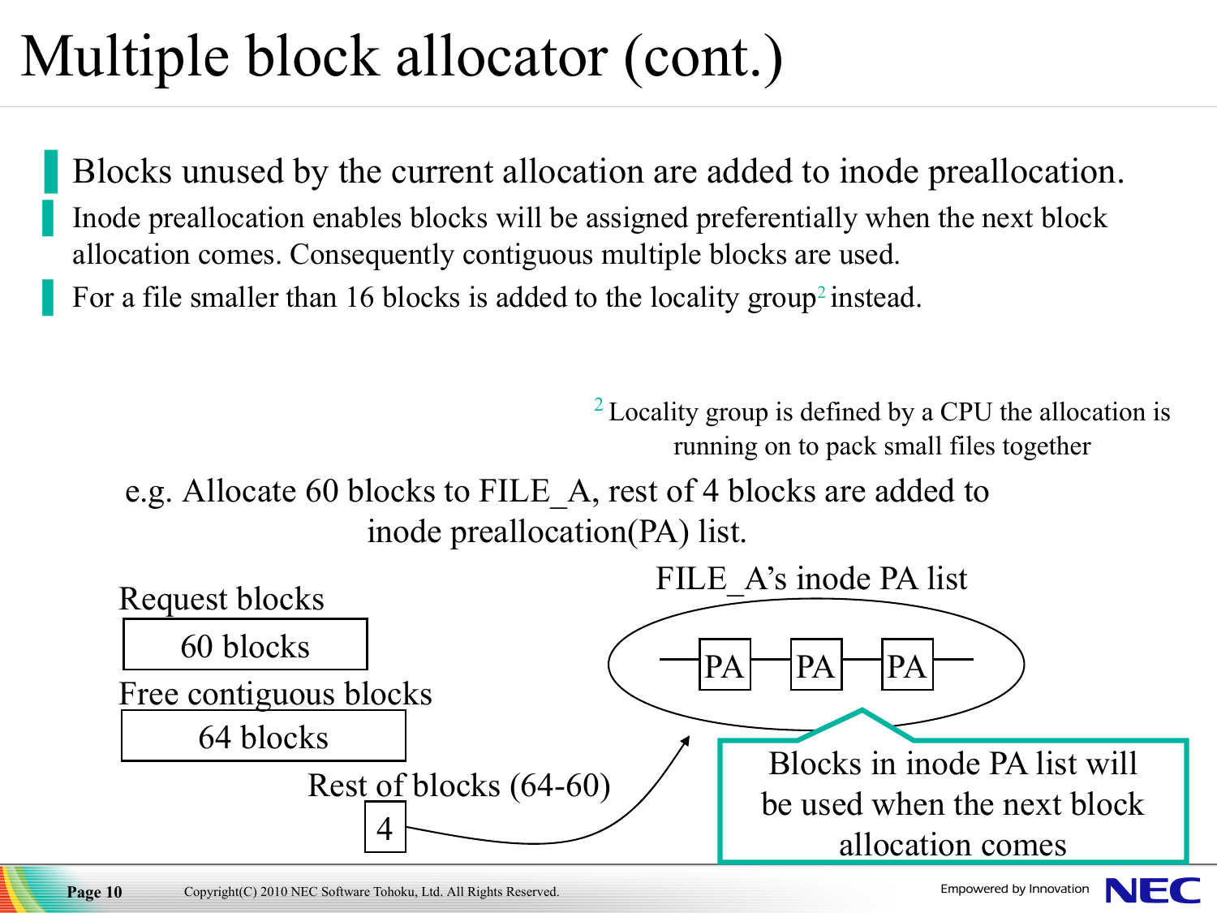# Multiple block allocator (cont.)

- Blocks unused by the current allocation are added to inode preallocation.
- Inode preallocation enables blocks will be assigned preferentially when the next block allocation comes. Consequently contiguous multiple blocks are used.
- For a file smaller than 16 blocks is added to the locality group[2] instead.

[2] Locality group is defined by a CPU the allocation is running on to pack small files together

e.g. Allocate 60 blocks to FILE_A, rest of 4 blocks are added to inode preallocation(PA) list.

Request blocks

60 blocks

Free contiguous blocks

64 blocks

Rest of blocks (64-60)

4

FILE_A's inode PA list

PA — PA — PA

Blocks in inode PA list will be used when the next block allocation comes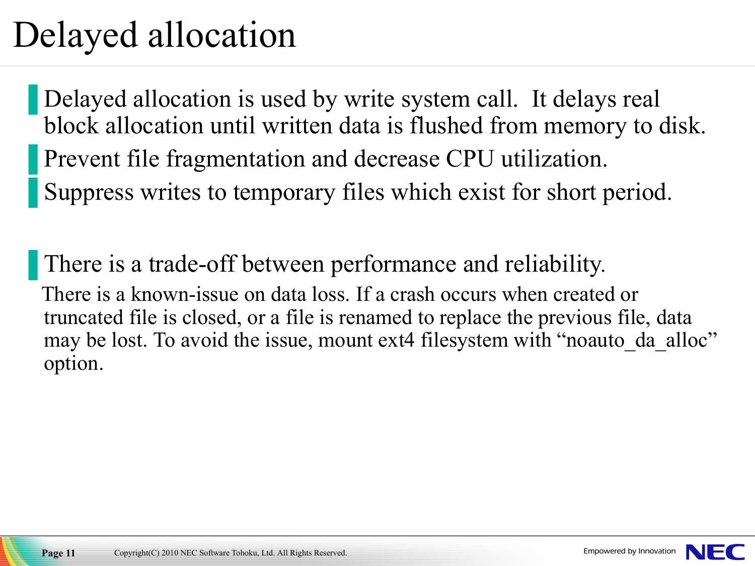# Delayed allocation

- Delayed allocation is used by write system call. It delays real block allocation until written data is flushed from memory to disk.
- Prevent file fragmentation and decrease CPU utilization.
- Suppress writes to temporary files which exist for short period.

- There is a trade-off between performance and reliability.

There is a known-issue on data loss. If a crash occurs when created or truncated file is closed, or a file is renamed to replace the previous file, data may be lost. To avoid the issue, mount ext4 filesystem with "noauto_da_alloc" option.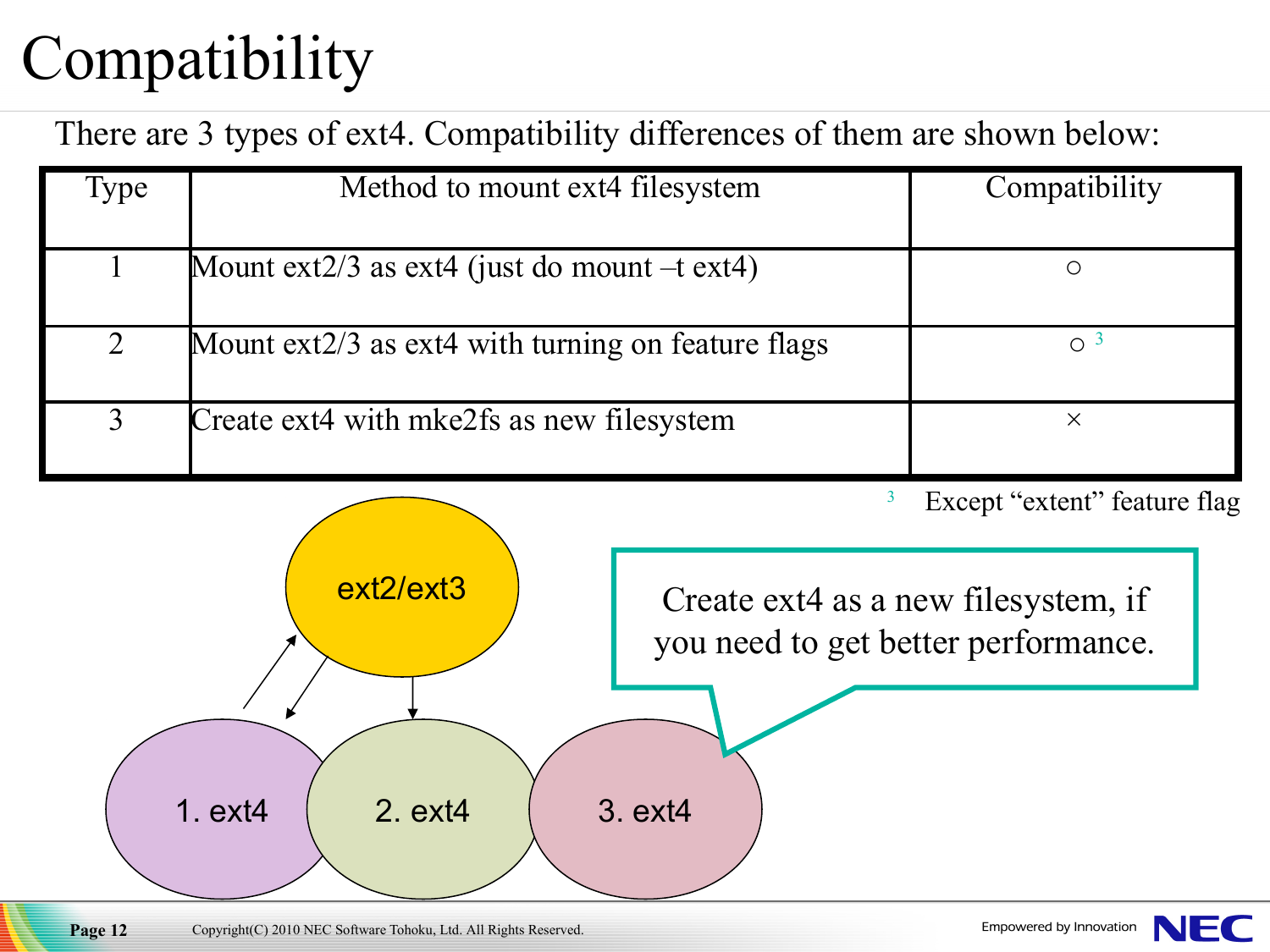# Compatibility

There are 3 types of ext4. Compatibility differences of them are shown below:

| Type | Method to mount ext4 filesystem | Compatibility |
|---|---|---|
| 1 | Mount ext2/3 as ext4 (just do mount –t ext4) | ○ |
| 2 | Mount ext2/3 as ext4 with turning on feature flags | ○ [3] |
| 3 | Create ext4 with mke2fs as new filesystem | × |

[3] Except "extent" feature flag

ext2/ext3

1. ext4

2. ext4

3. ext4

Create ext4 as a new filesystem, if you need to get better performance.

Copyright(C) 2010 NEC Software Tohoku, Ltd. All Rights Reserved.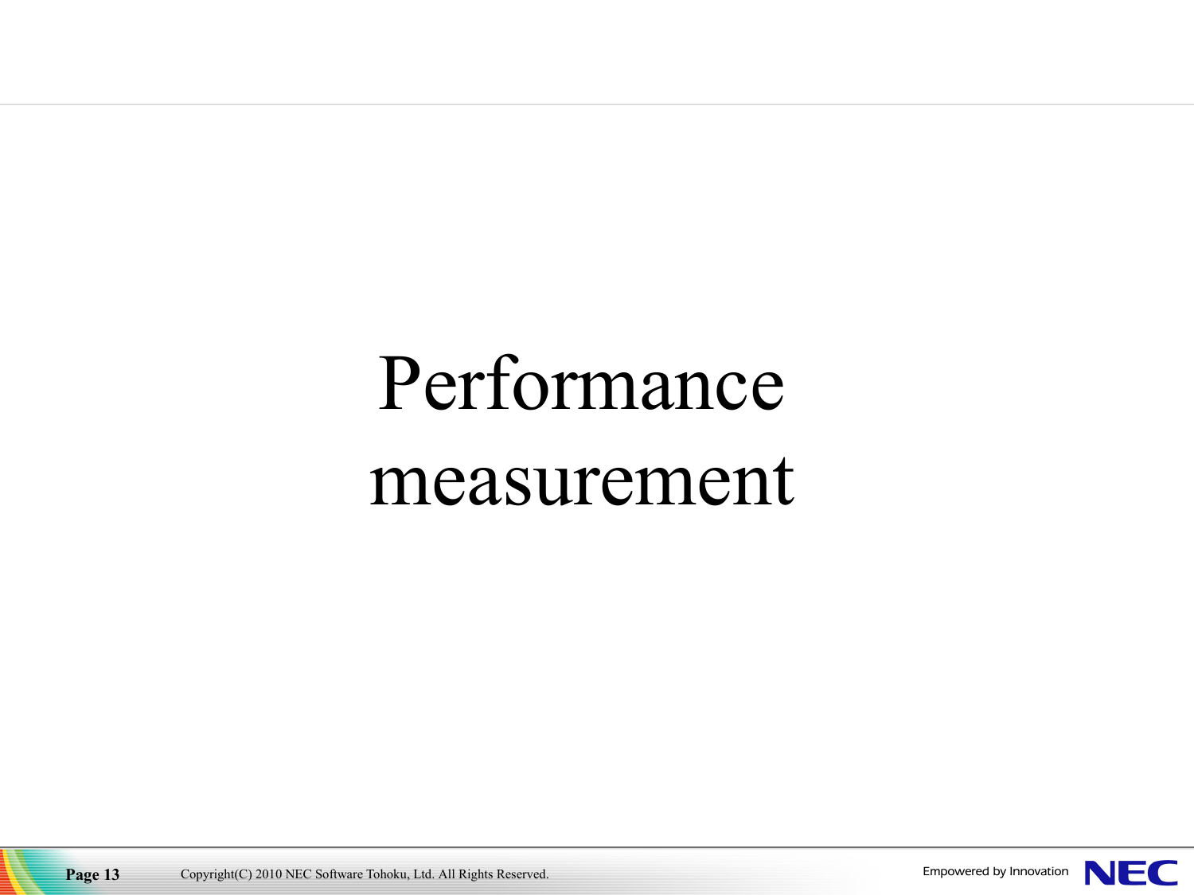# Performance measurement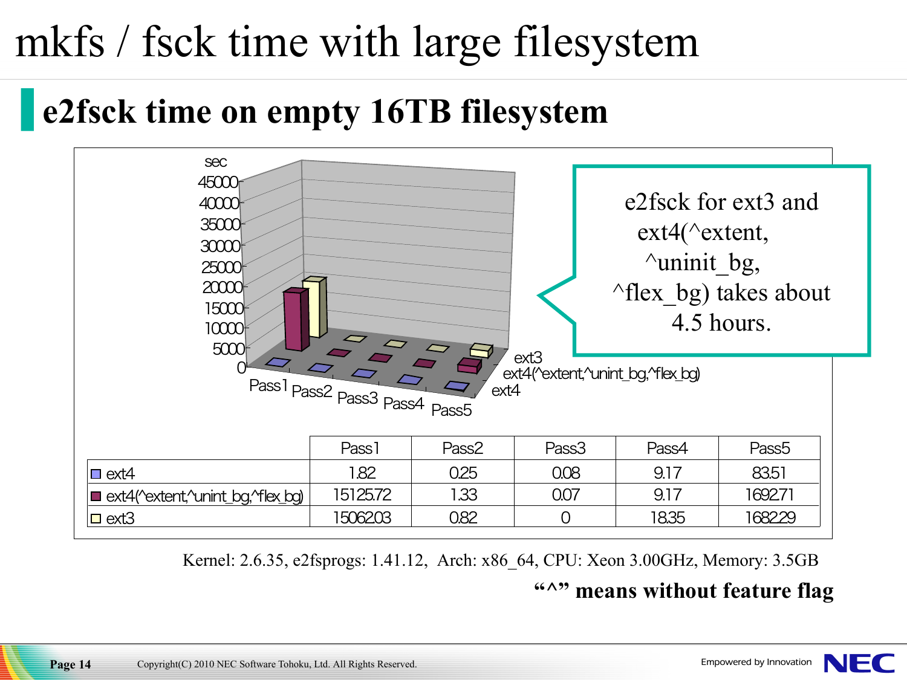# mkfs / fsck time with large filesystem

## e2fsck time on empty 16TB filesystem

| | Pass1 | Pass2 | Pass3 | Pass4 | Pass5 |
|---|---|---|---|---|---|
| ext4 | 1.82 | 0.25 | 0.08 | 9.17 | 83.51 |
| ext4(^extent,^unint_bg,^flex_bg) | 15125.72 | 1.33 | 0.07 | 9.17 | 1692.71 |
| ext3 | 15062.03 | 0.82 | 0 | 18.35 | 1682.29 |

e2fsck for ext3 and ext4(^extent, ^uninit_bg, ^flex_bg) takes about 4.5 hours.

Kernel: 2.6.35, e2fsprogs: 1.41.12, Arch: x86_64, CPU: Xeon 3.00GHz, Memory: 3.5GB

**"^" means without feature flag**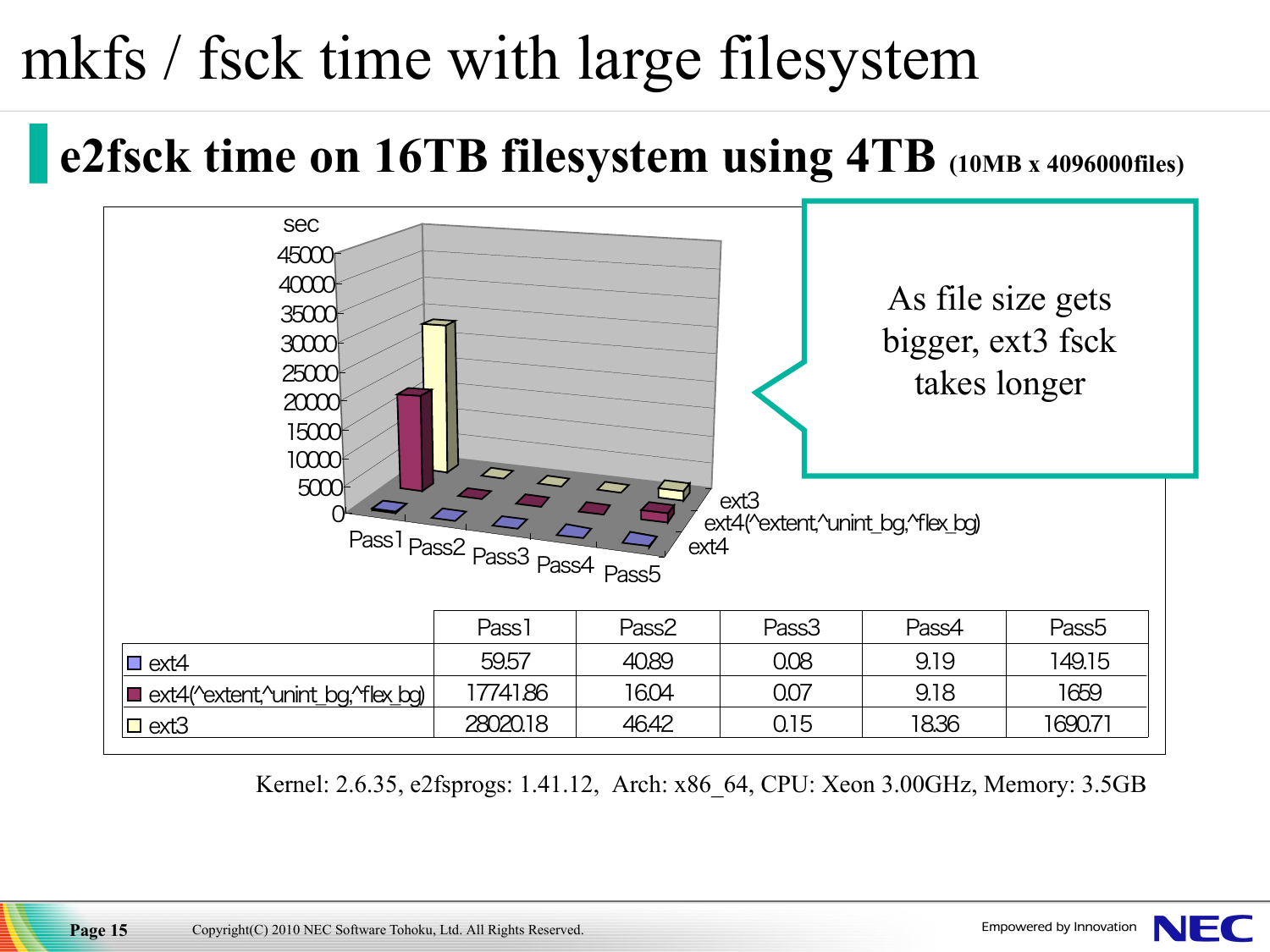# mkfs / fsck time with large filesystem

## e2fsck time on 16TB filesystem using 4TB (10MB x 4096000files)

As file size gets bigger, ext3 fsck takes longer

| | Pass1 | Pass2 | Pass3 | Pass4 | Pass5 |
|---|---|---|---|---|---|
| ext4 | 59.57 | 40.89 | 0.08 | 9.19 | 149.15 |
| ext4(^extent,^unint_bg,^flex_bg) | 17741.86 | 16.04 | 0.07 | 9.18 | 1659 |
| ext3 | 28020.18 | 46.42 | 0.15 | 18.36 | 1690.71 |

Kernel: 2.6.35, e2fsprogs: 1.41.12, Arch: x86_64, CPU: Xeon 3.00GHz, Memory: 3.5GB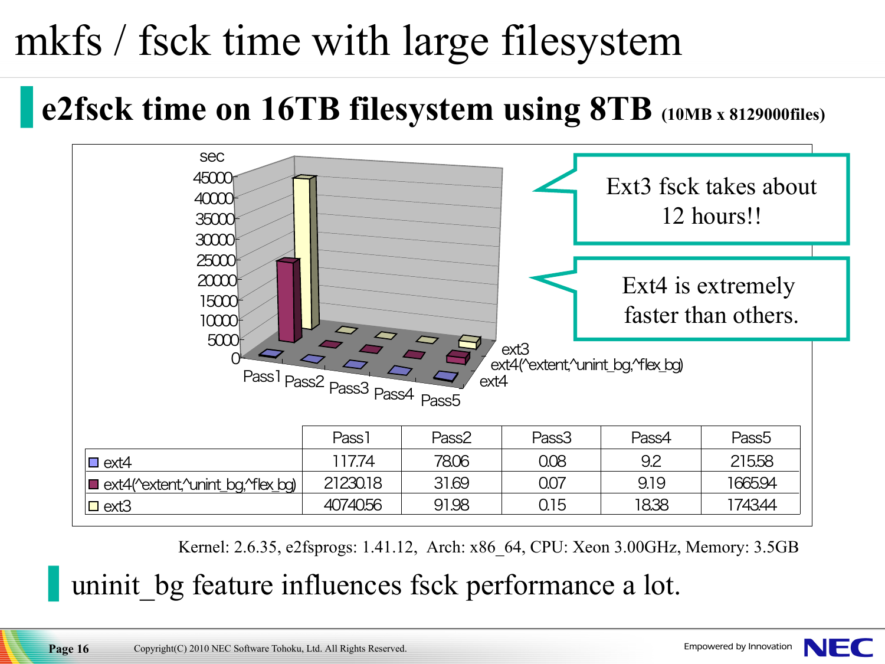# mkfs / fsck time with large filesystem

## e2fsck time on 16TB filesystem using 8TB (10MB x 8129000files)

Ext3 fsck takes about 12 hours!!

Ext4 is extremely faster than others.

| | Pass1 | Pass2 | Pass3 | Pass4 | Pass5 |
|---|---|---|---|---|---|
| ext4 | 117.74 | 78.06 | 0.08 | 9.2 | 215.58 |
| ext4(^extent,^unint_bg,^flex_bg) | 21230.18 | 31.69 | 0.07 | 9.19 | 1665.94 |
| ext3 | 40740.56 | 91.98 | 0.15 | 18.38 | 1743.44 |

Kernel: 2.6.35, e2fsprogs: 1.41.12, Arch: x86_64, CPU: Xeon 3.00GHz, Memory: 3.5GB

## uninit_bg feature influences fsck performance a lot.

Copyright(C) 2010 NEC Software Tohoku, Ltd. All Rights Reserved.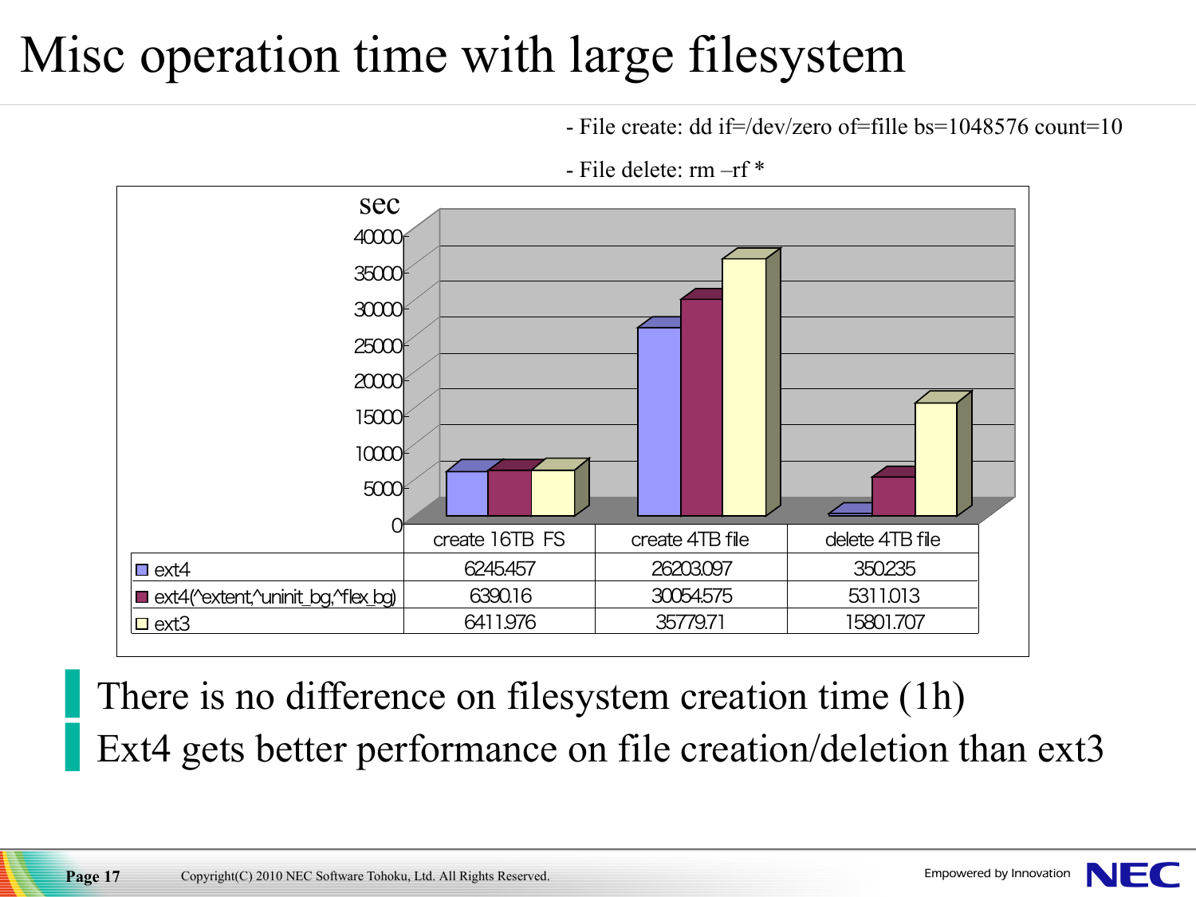# Misc operation time with large filesystem

- File create: dd if=/dev/zero of=fille bs=1048576 count=10
- File delete: rm –rf *

sec

| | create 16TB FS | create 4TB file | delete 4TB file |
|---|---|---|---|
| ext4 | 6245.457 | 26203.097 | 350.235 |
| ext4(^extent,^uninit_bg,^flex_bg) | 6390.16 | 30054.575 | 5311.013 |
| ext3 | 6411.976 | 35779.71 | 15801.707 |

- There is no difference on filesystem creation time (1h)
- Ext4 gets better performance on file creation/deletion than ext3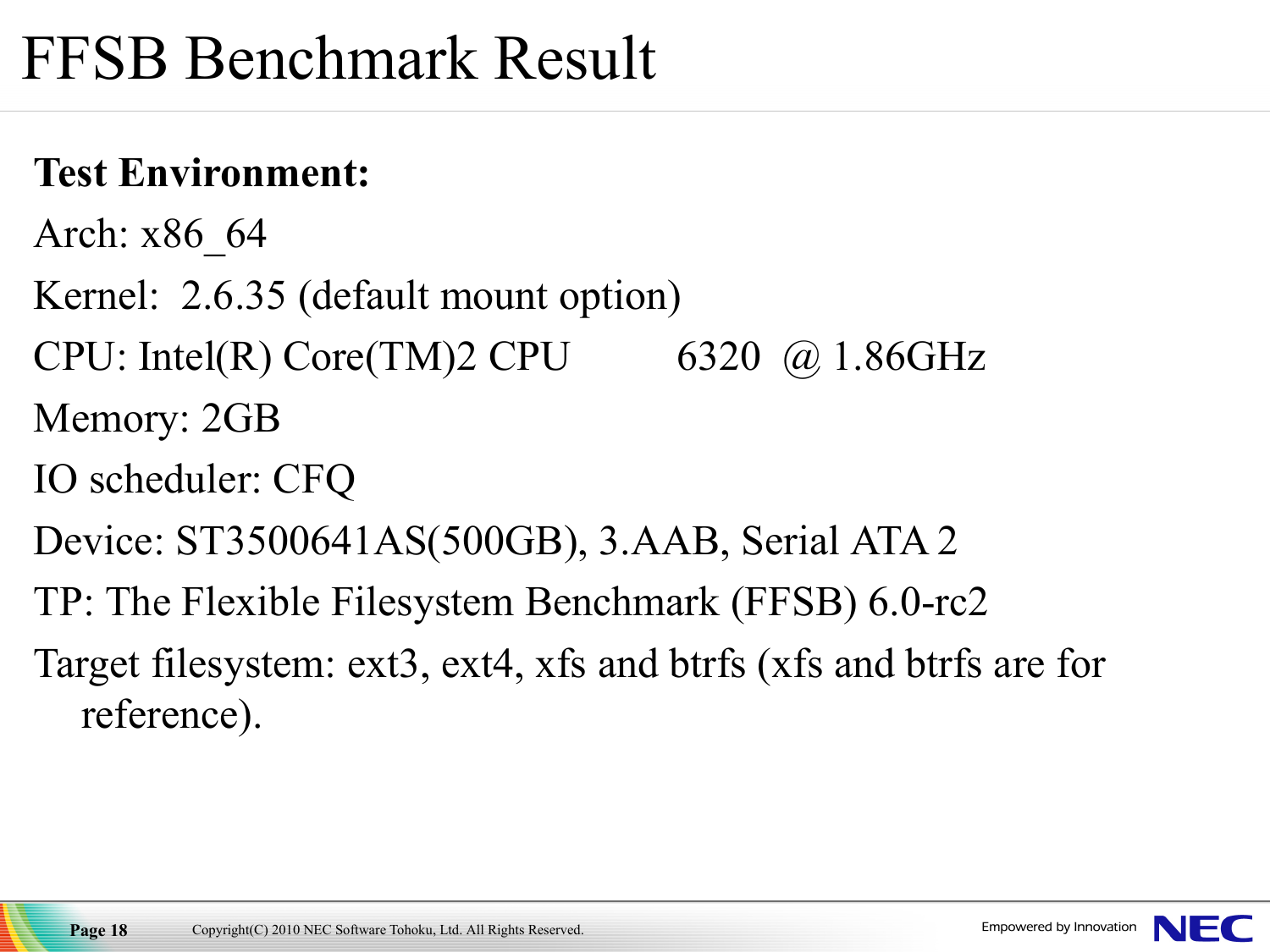# FFSB Benchmark Result

**Test Environment:**

Arch: x86_64

Kernel: 2.6.35 (default mount option)

CPU: Intel(R) Core(TM)2 CPU 6320 @ 1.86GHz

Memory: 2GB

IO scheduler: CFQ

Device: ST3500641AS(500GB), 3.AAB, Serial ATA 2

TP: The Flexible Filesystem Benchmark (FFSB) 6.0-rc2

Target filesystem: ext3, ext4, xfs and btrfs (xfs and btrfs are for reference).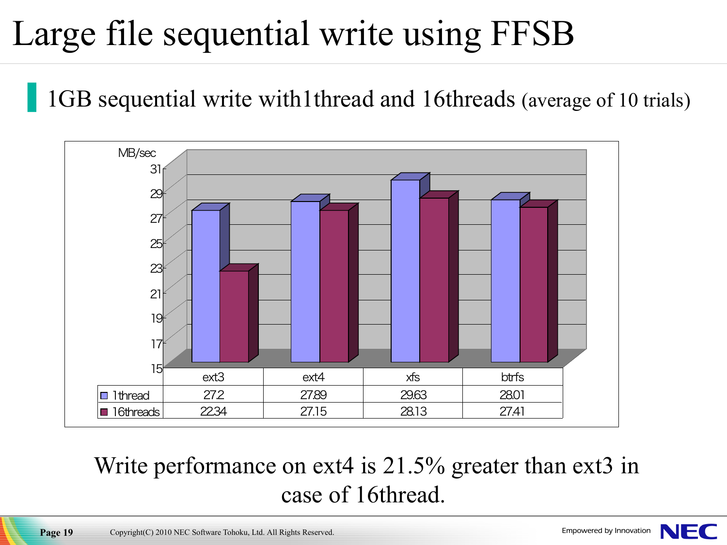# Large file sequential write using FFSB

- 1GB sequential write with1thread and 16threads (average of 10 trials)

MB/sec

| | ext3 | ext4 | xfs | btrfs |
|---|---|---|---|---|
| 1thread | 27.2 | 27.89 | 29.63 | 28.01 |
| 16threads | 22.34 | 27.15 | 28.13 | 27.41 |

Write performance on ext4 is 21.5% greater than ext3 in case of 16thread.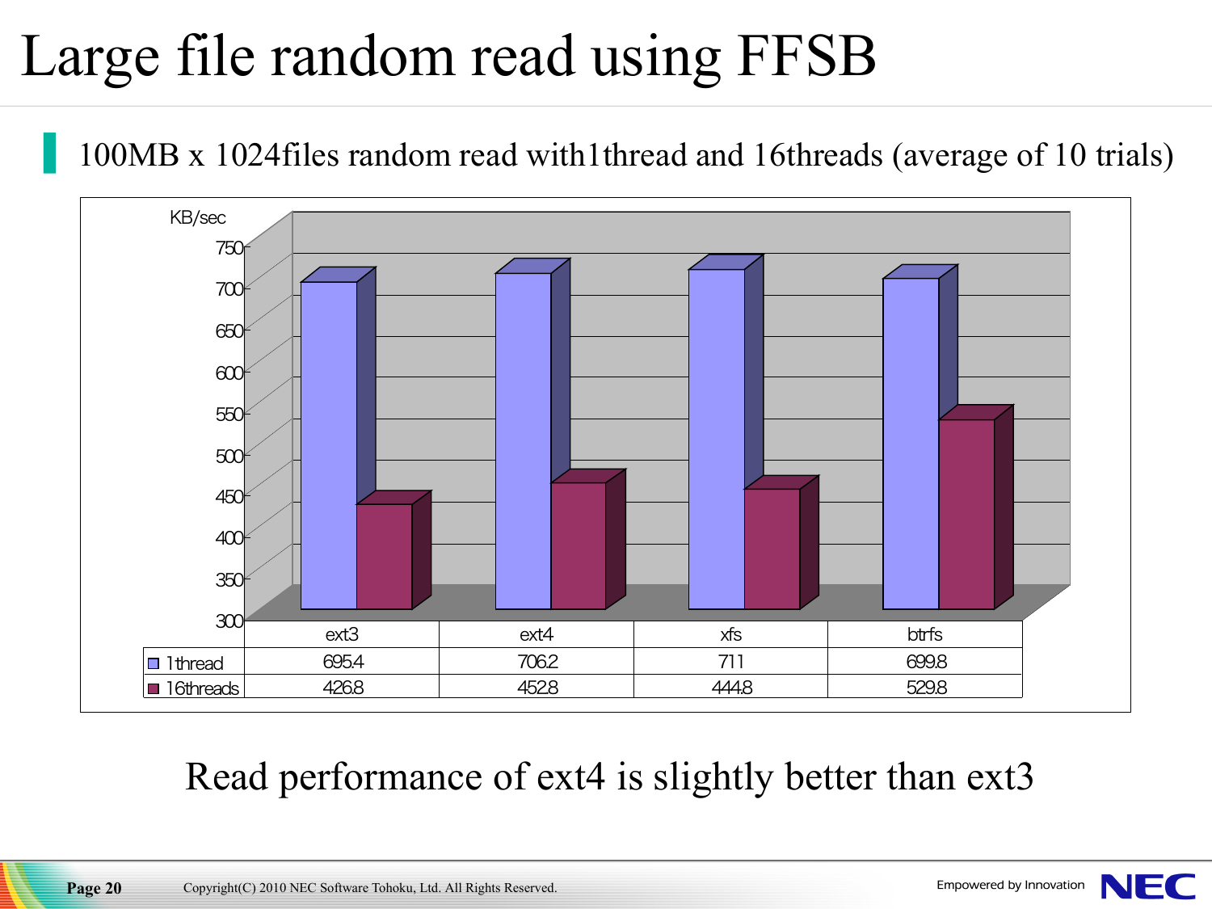# Large file random read using FFSB

- 100MB x 1024files random read with1thread and 16threads (average of 10 trials)

KB/sec

| | ext3 | ext4 | xfs | btrfs |
|---|---|---|---|---|
| 1thread | 695.4 | 706.2 | 711 | 699.8 |
| 16threads | 426.8 | 452.8 | 444.8 | 529.8 |

Read performance of ext4 is slightly better than ext3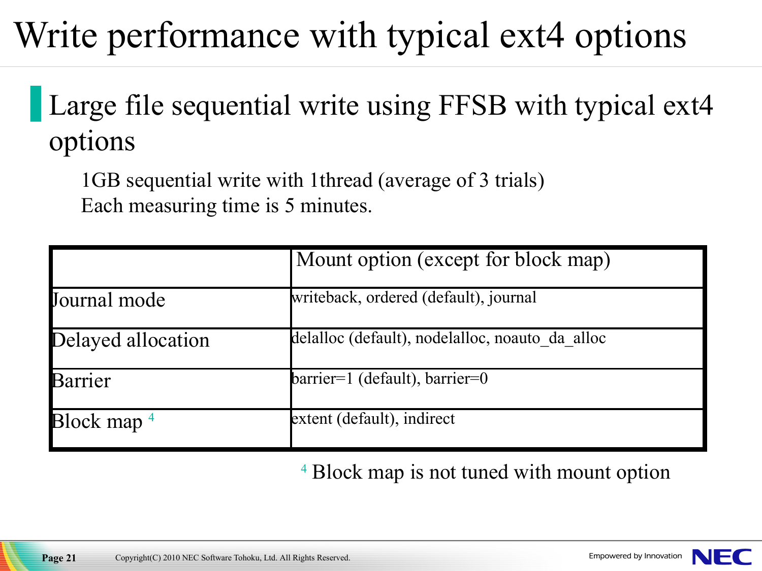# Write performance with typical ext4 options

## Large file sequential write using FFSB with typical ext4 options

1GB sequential write with 1thread (average of 3 trials)
Each measuring time is 5 minutes.

| | Mount option (except for block map) |
|---|---|
| Journal mode | writeback, ordered (default), journal |
| Delayed allocation | delalloc (default), nodelalloc, noauto_da_alloc |
| Barrier | barrier=1 (default), barrier=0 |
| Block map [4] | extent (default), indirect |

[4] Block map is not tuned with mount option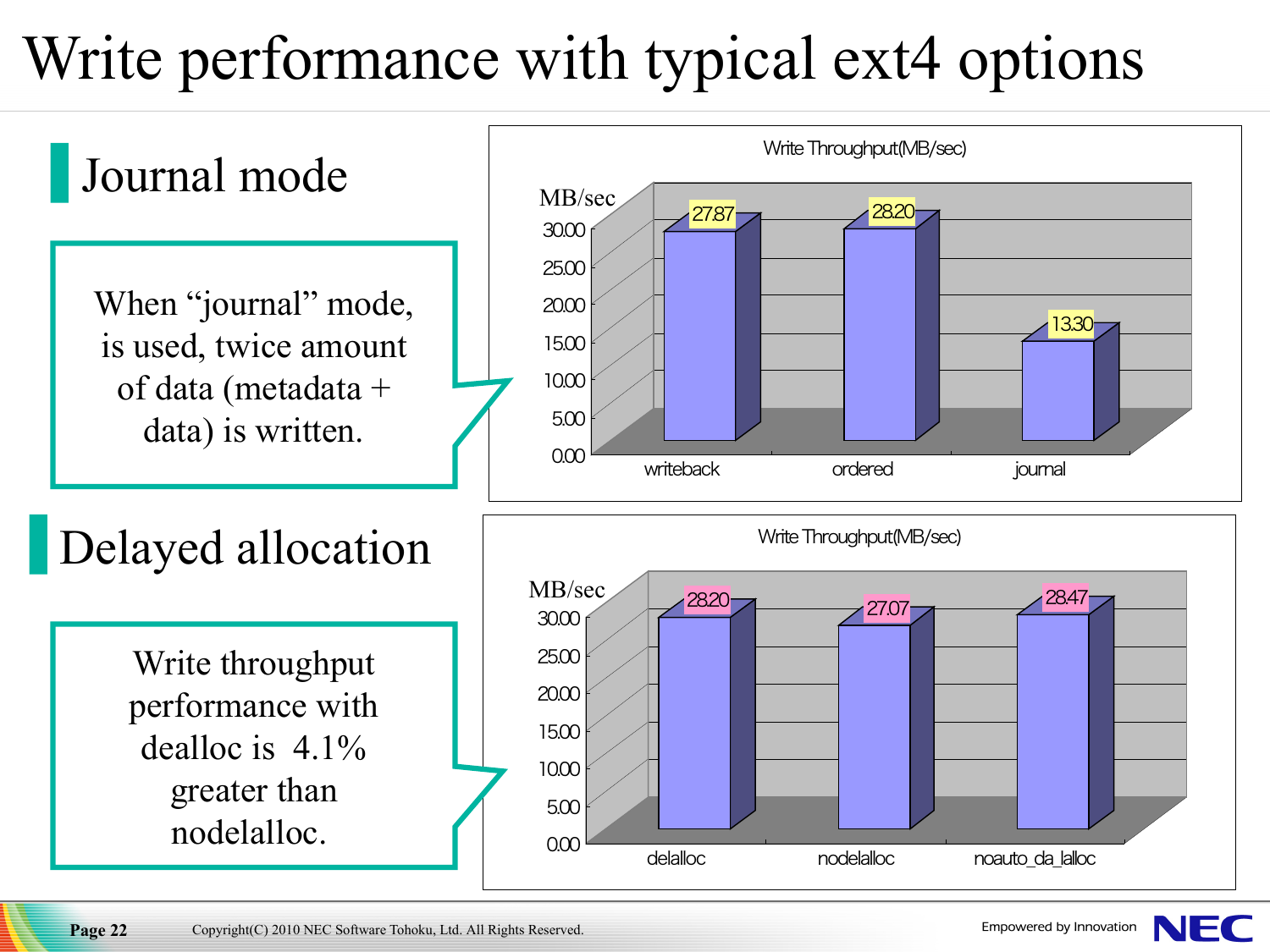# Write performance with typical ext4 options

## Journal mode

When "journal" mode, is used, twice amount of data (metadata + data) is written.

**Write Throughput(MB/sec)**

| | writeback | ordered | journal |
|---|---|---|---|
| MB/sec | 27.87 | 28.20 | 13.30 |

## Delayed allocation

Write throughput performance with dealloc is 4.1% greater than nodelalloc.

**Write Throughput(MB/sec)**

| | delalloc | nodelalloc | noauto_da_lalloc |
|---|---|---|---|
| MB/sec | 28.20 | 27.07 | 28.47 |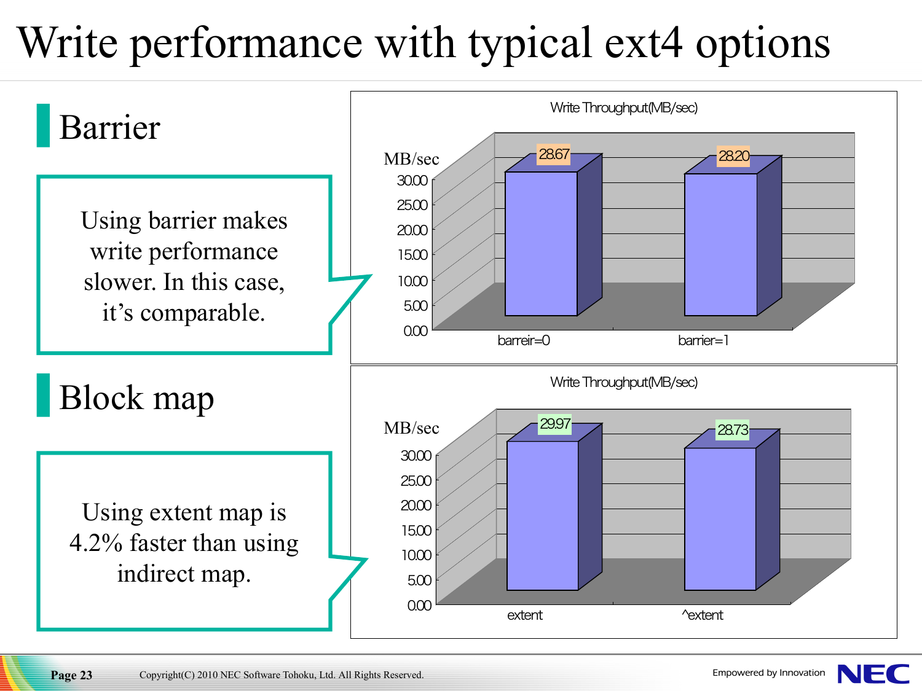# Write performance with typical ext4 options

## Barrier

Using barrier makes write performance slower. In this case, it's comparable.

Write Throughput(MB/sec)

| | barreir=0 | barrier=1 |
|---|---|---|
| MB/sec | 28.67 | 28.20 |

## Block map

Using extent map is 4.2% faster than using indirect map.

Write Throughput(MB/sec)

| | extent | ^extent |
|---|---|---|
| MB/sec | 29.97 | 28.73 |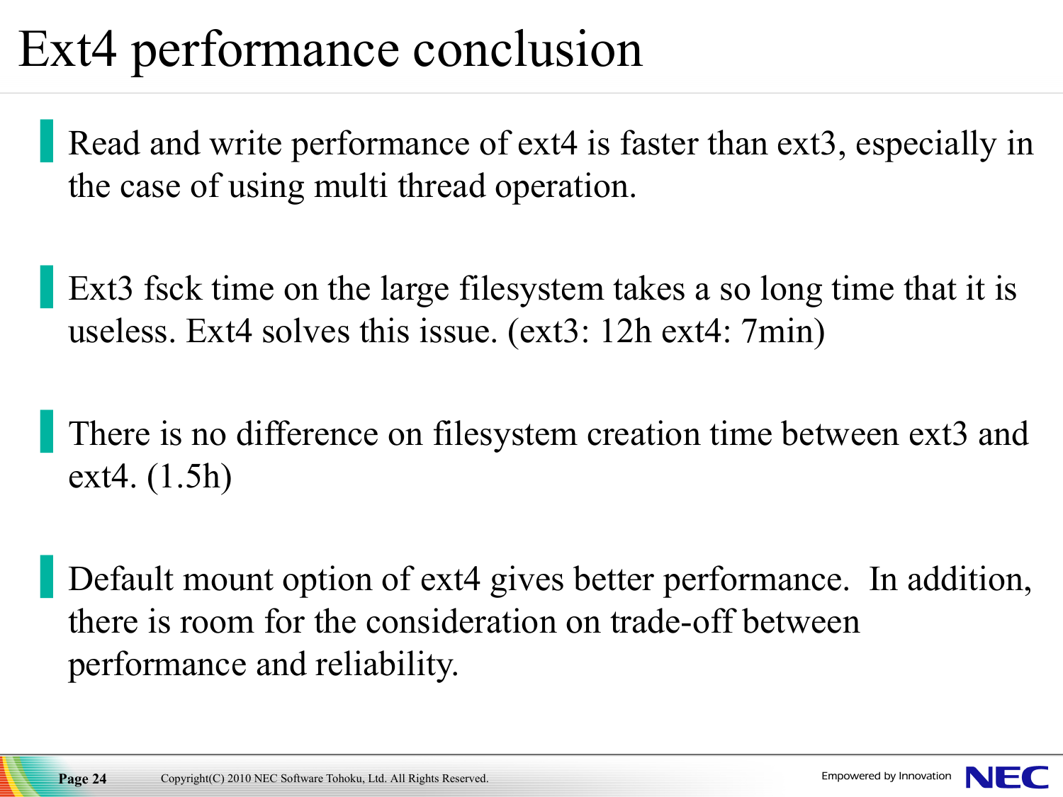# Ext4 performance conclusion

- Read and write performance of ext4 is faster than ext3, especially in the case of using multi thread operation.

- Ext3 fsck time on the large filesystem takes a so long time that it is useless. Ext4 solves this issue. (ext3: 12h ext4: 7min)

- There is no difference on filesystem creation time between ext3 and ext4. (1.5h)

- Default mount option of ext4 gives better performance.  In addition, there is room for the consideration on trade-off between performance and reliability.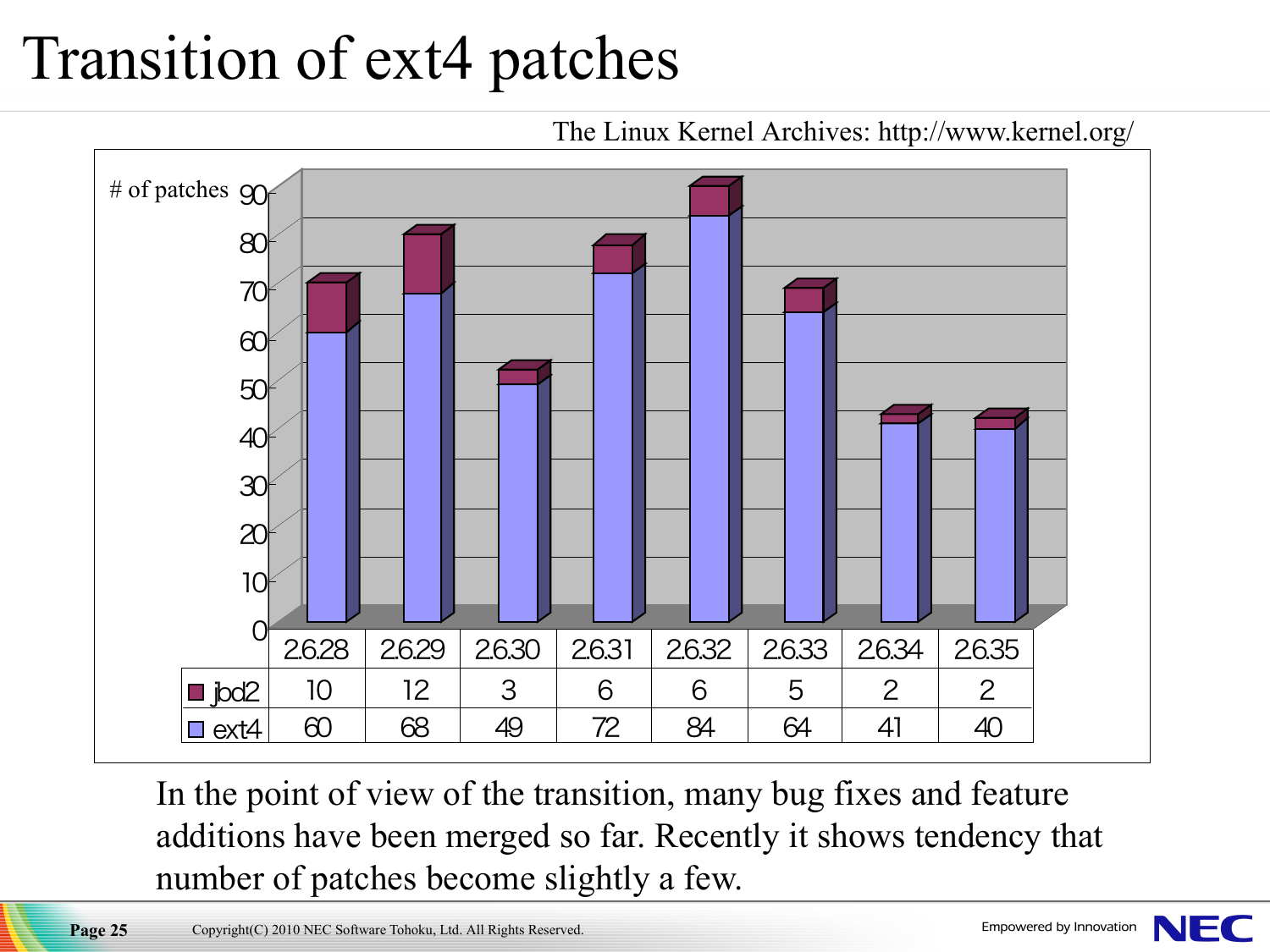# Transition of ext4 patches

The Linux Kernel Archives: http://www.kernel.org/

| # of patches | 2.6.28 | 2.6.29 | 2.6.30 | 2.6.31 | 2.6.32 | 2.6.33 | 2.6.34 | 2.6.35 |
|---|---|---|---|---|---|---|---|---|
| jbd2 | 10 | 12 | 3 | 6 | 6 | 5 | 2 | 2 |
| ext4 | 60 | 68 | 49 | 72 | 84 | 64 | 41 | 40 |

In the point of view of the transition, many bug fixes and feature additions have been merged so far. Recently it shows tendency that number of patches become slightly a few.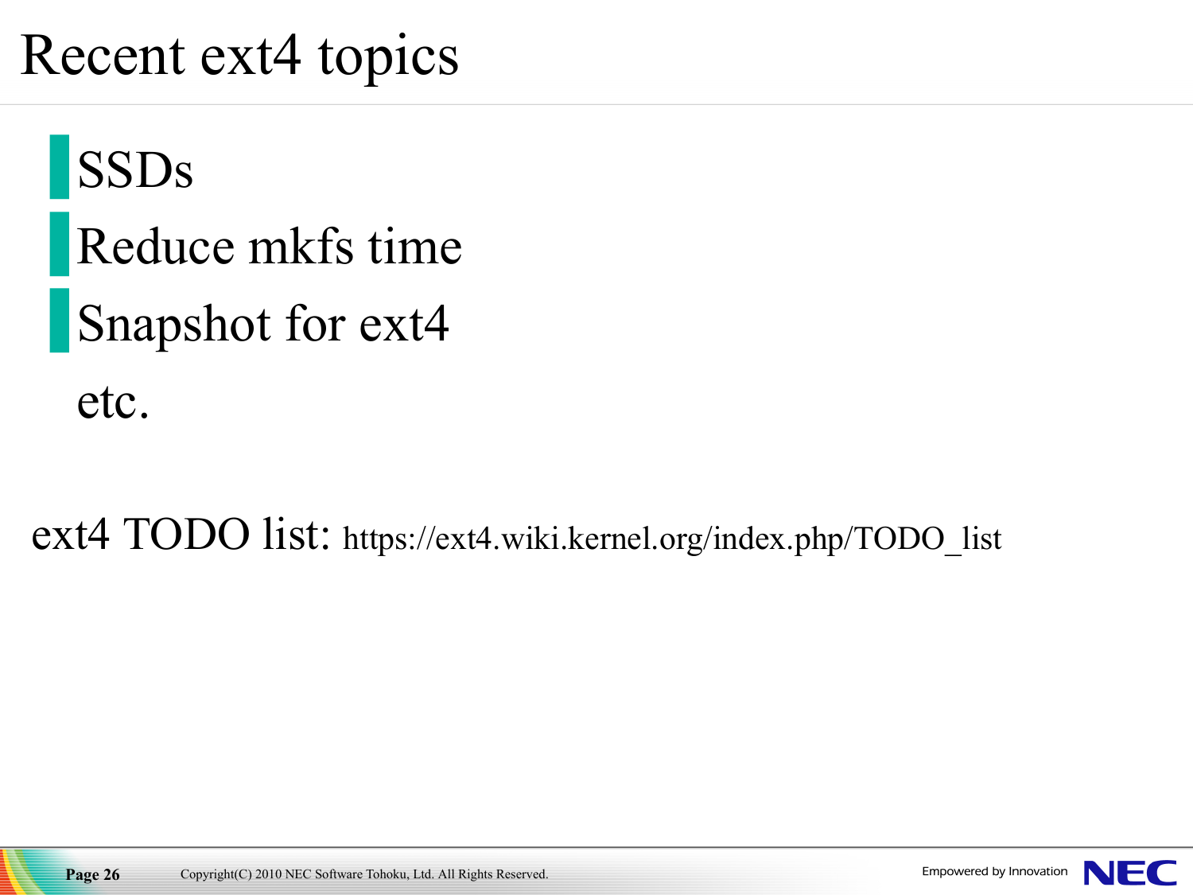# Recent ext4 topics

- SSDs
- Reduce mkfs time
- Snapshot for ext4

etc.

ext4 TODO list: https://ext4.wiki.kernel.org/index.php/TODO_list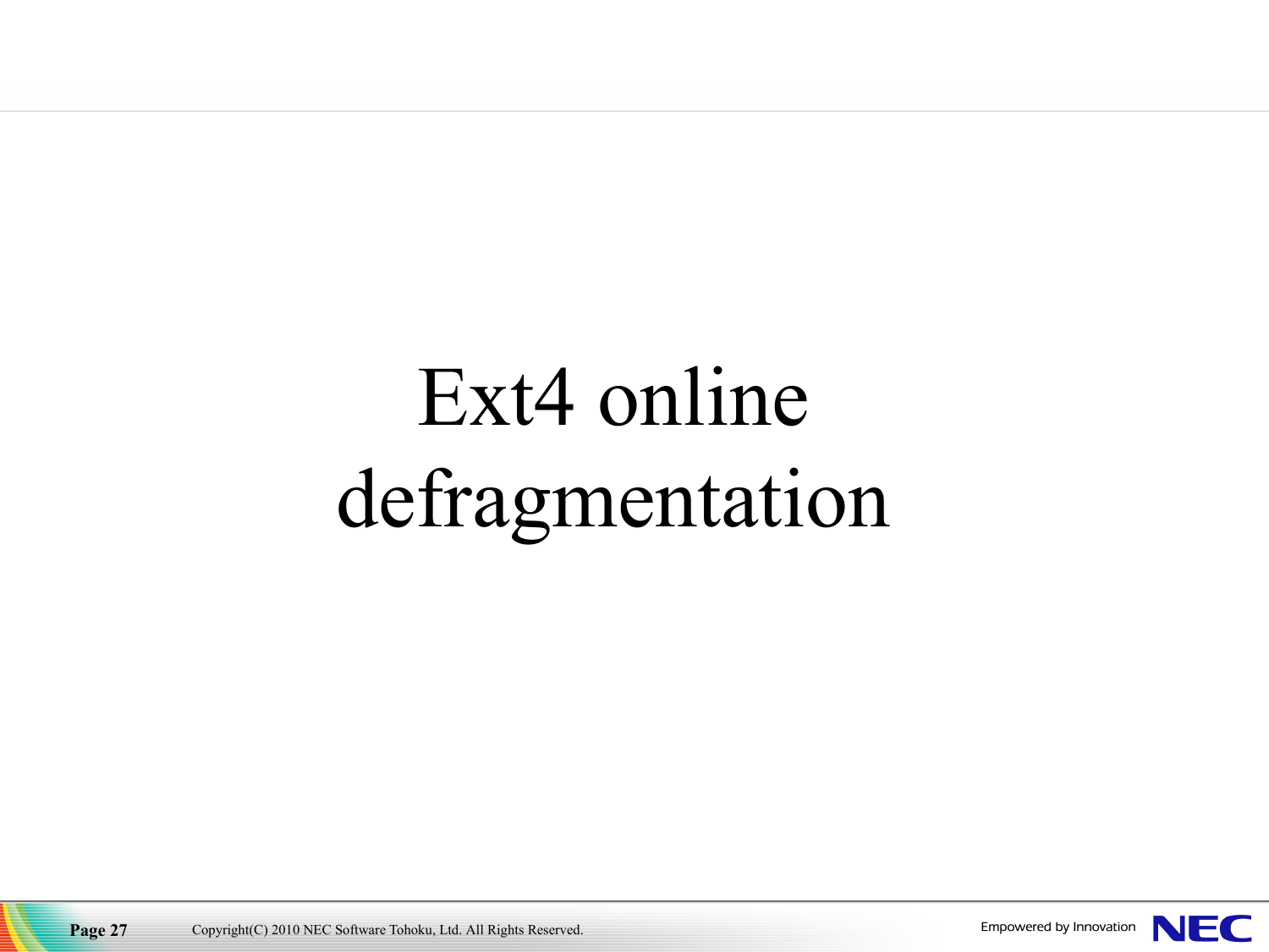# Ext4 online defragmentation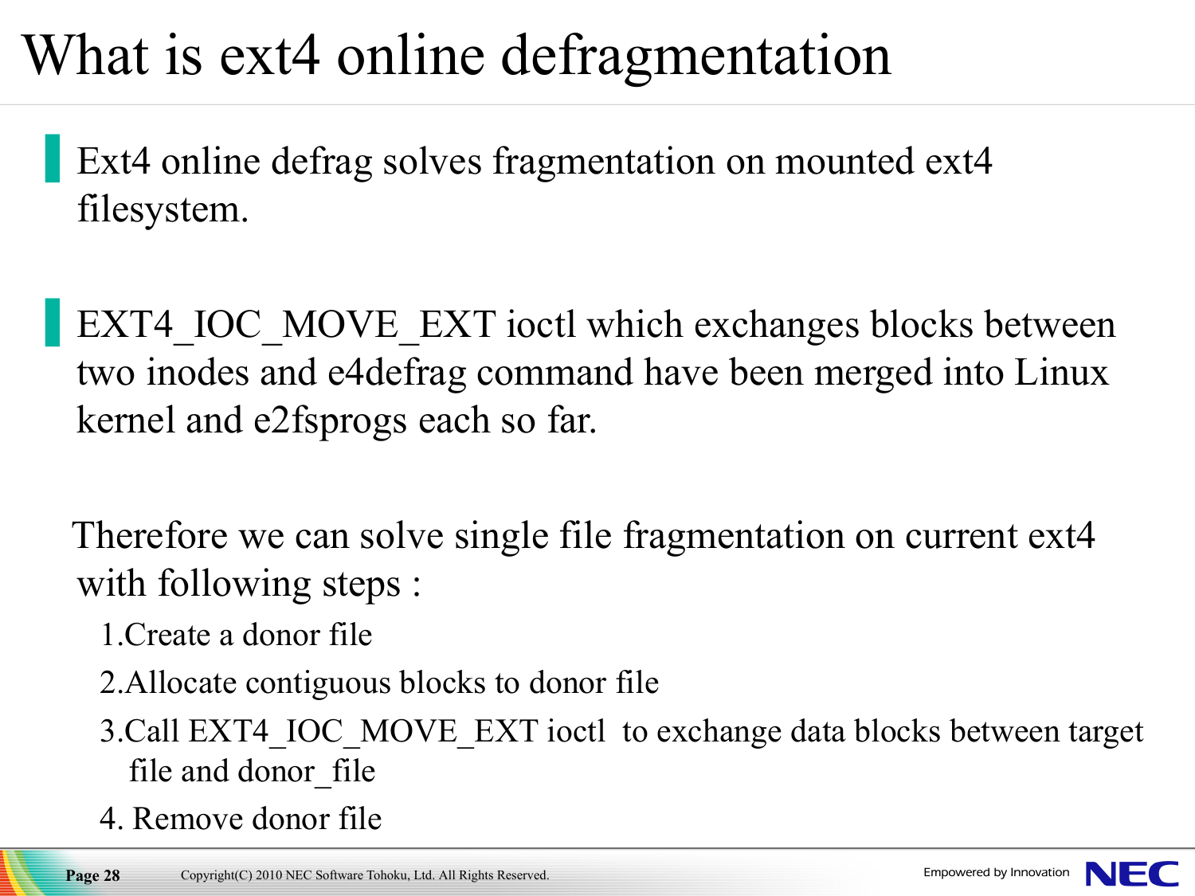# What is ext4 online defragmentation

- Ext4 online defrag solves fragmentation on mounted ext4 filesystem.

- EXT4_IOC_MOVE_EXT ioctl which exchanges blocks between two inodes and e4defrag command have been merged into Linux kernel and e2fsprogs each so far.

Therefore we can solve single file fragmentation on current ext4 with following steps :

1. Create a donor file
2. Allocate contiguous blocks to donor file
3. Call EXT4_IOC_MOVE_EXT ioctl to exchange data blocks between target file and donor_file
4. Remove donor file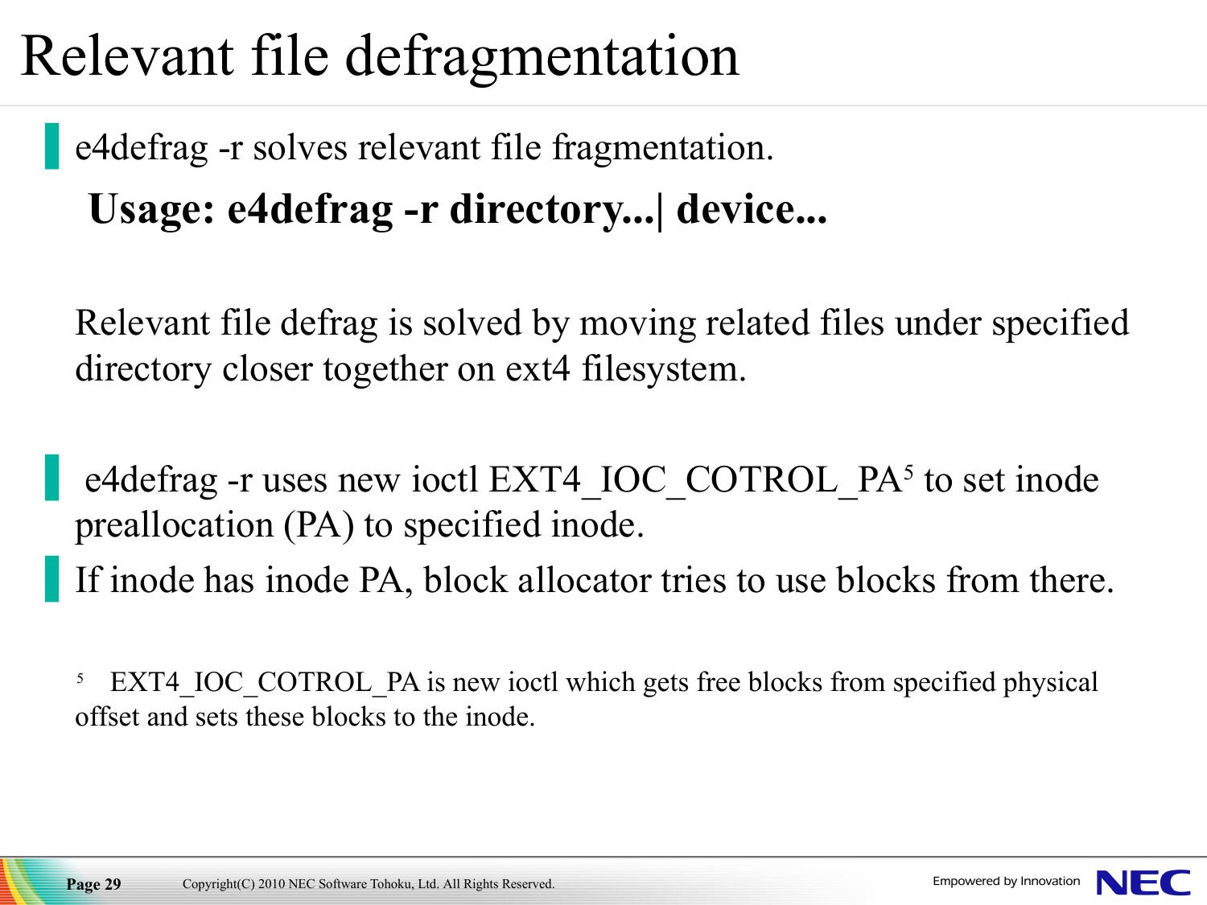# Relevant file defragmentation

- e4defrag -r solves relevant file fragmentation.

  **Usage: e4defrag -r directory...| device...**

  Relevant file defrag is solved by moving related files under specified directory closer together on ext4 filesystem.

- e4defrag -r uses new ioctl EXT4_IOC_COTROL_PA[5] to set inode preallocation (PA) to specified inode.
- If inode has inode PA, block allocator tries to use blocks from there.

[5] EXT4_IOC_COTROL_PA is new ioctl which gets free blocks from specified physical offset and sets these blocks to the inode.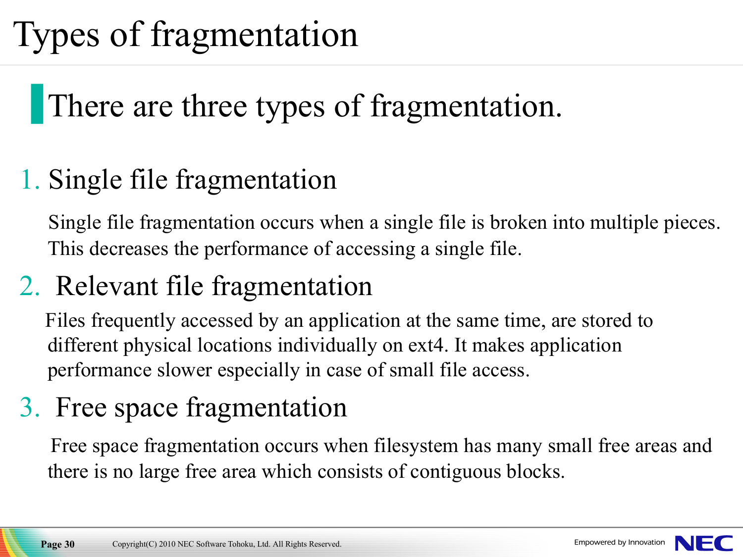# Types of fragmentation

## There are three types of fragmentation.

1. Single file fragmentation

   Single file fragmentation occurs when a single file is broken into multiple pieces. This decreases the performance of accessing a single file.

2. Relevant file fragmentation

   Files frequently accessed by an application at the same time, are stored to different physical locations individually on ext4. It makes application performance slower especially in case of small file access.

3. Free space fragmentation

   Free space fragmentation occurs when filesystem has many small free areas and there is no large free area which consists of contiguous blocks.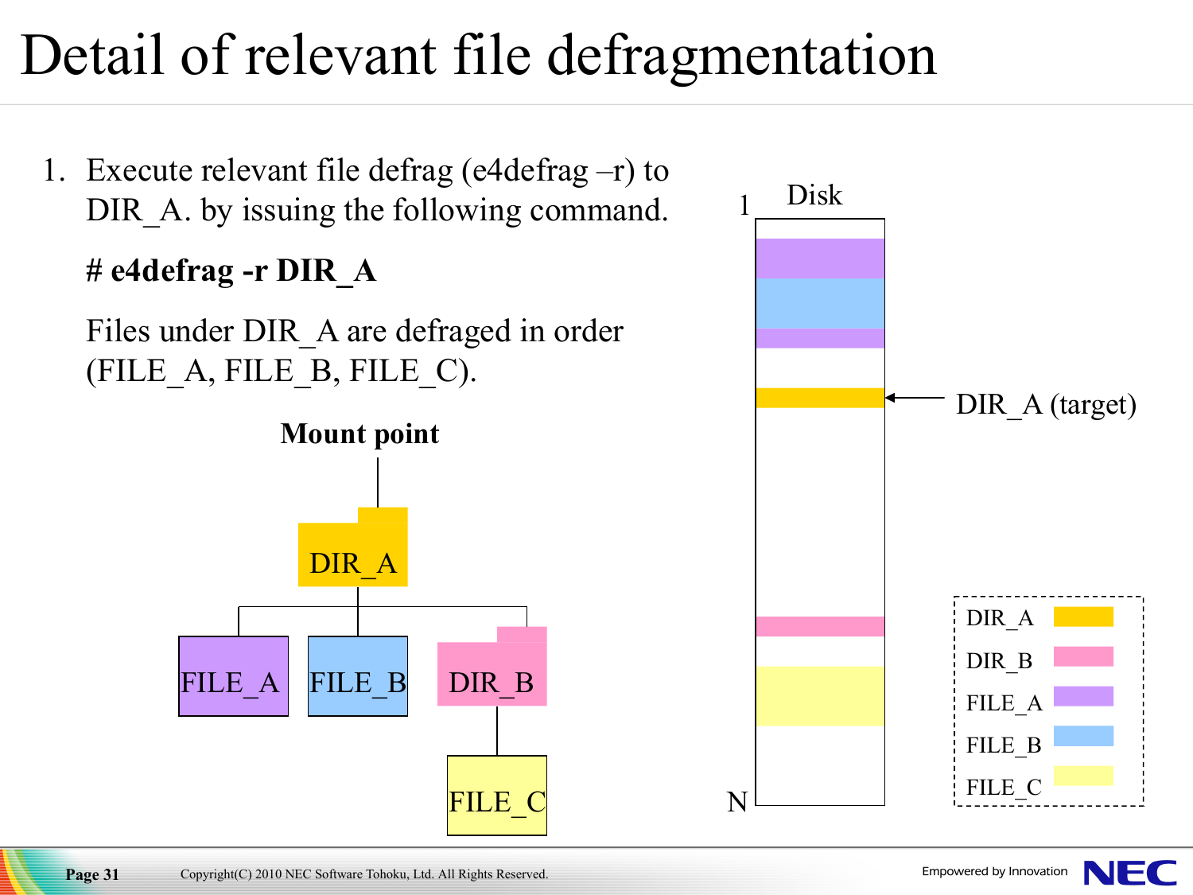# Detail of relevant file defragmentation

1. Execute relevant file defrag (e4defrag –r) to DIR_A. by issuing the following command.

   **# e4defrag -r DIR_A**

   Files under DIR_A are defraged in order (FILE_A, FILE_B, FILE_C).

**Mount point**

DIR_A

FILE_A FILE_B DIR_B

FILE_C

Disk

1

N

DIR_A (target)

DIR_A
DIR_B
FILE_A
FILE_B
FILE_C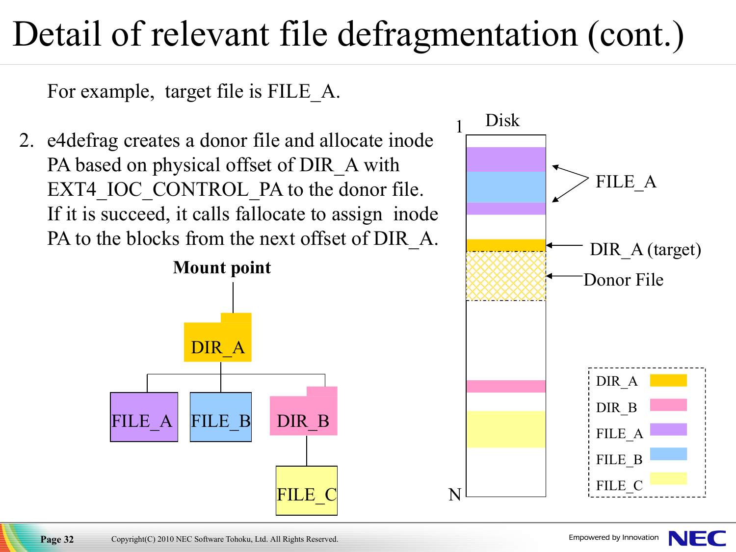# Detail of relevant file defragmentation (cont.)

For example, target file is FILE_A.

2. e4defrag creates a donor file and allocate inode PA based on physical offset of DIR_A with EXT4_IOC_CONTROL_PA to the donor file. If it is succeed, it calls fallocate to assign inode PA to the blocks from the next offset of DIR_A.

**Mount point**

DIR_A

FILE_A FILE_B DIR_B

FILE_C

Disk

1

N

FILE_A

DIR_A (target)

Donor File

DIR_A
DIR_B
FILE_A
FILE_B
FILE_C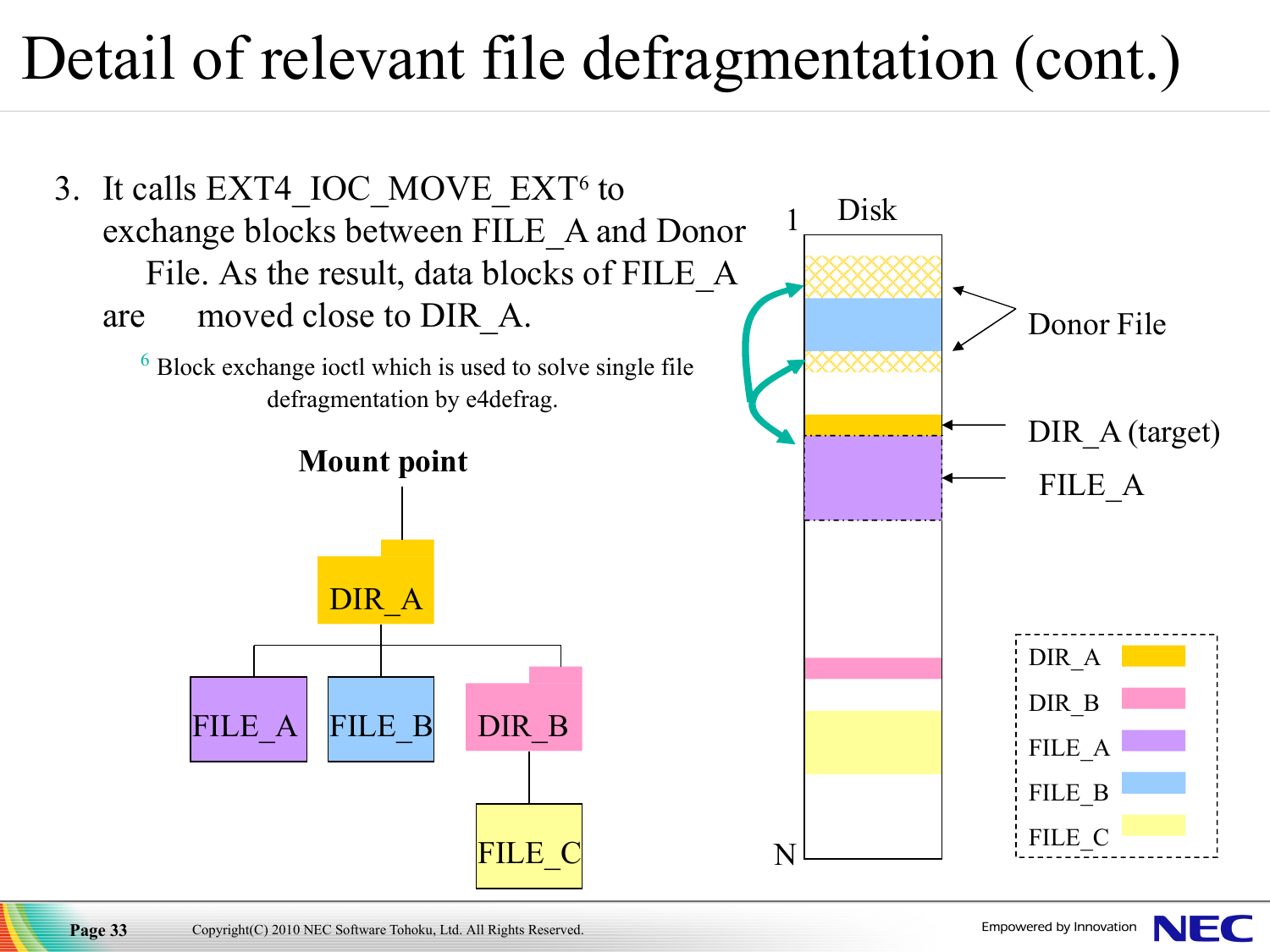# Detail of relevant file defragmentation (cont.)

3. It calls EXT4_IOC_MOVE_EXT[6] to exchange blocks between FILE_A and Donor File. As the result, data blocks of FILE_A are moved close to DIR_A.

[6] Block exchange ioctl which is used to solve single file defragmentation by e4defrag.

**Mount point**

DIR_A

FILE_A FILE_B DIR_B

FILE_C

Disk

1

N

Donor File

DIR_A (target)

FILE_A

| | |
|---|---|
| DIR_A | |
| DIR_B | |
| FILE_A | |
| FILE_B | |
| FILE_C | |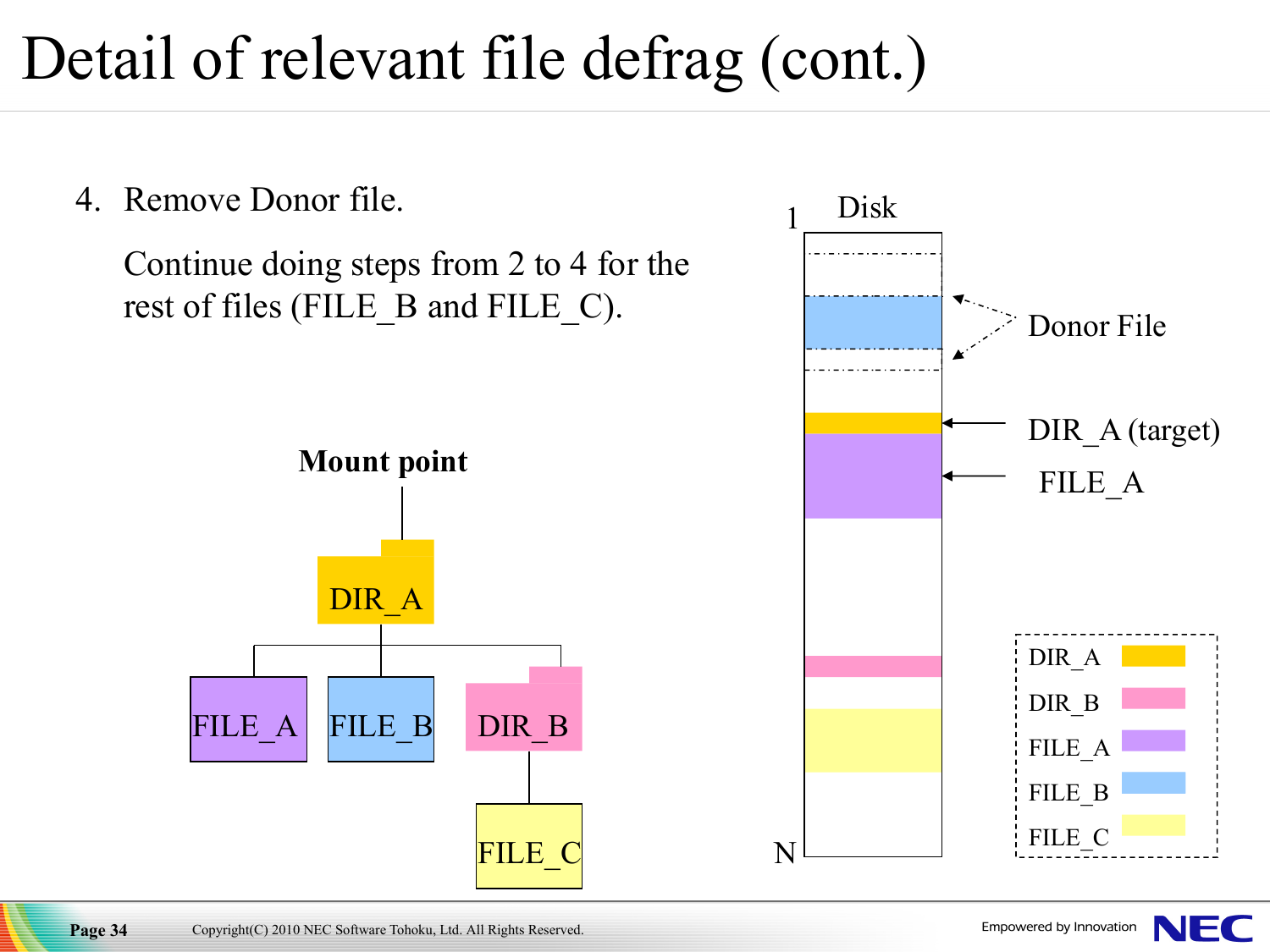# Detail of relevant file defrag (cont.)

4. Remove Donor file.

   Continue doing steps from 2 to 4 for the rest of files (FILE_B and FILE_C).

Mount point

DIR_A

FILE_A FILE_B DIR_B

FILE_C

Disk

1

N

Donor File

DIR_A (target)

FILE_A

DIR_A

DIR_B

FILE_A

FILE_B

FILE_C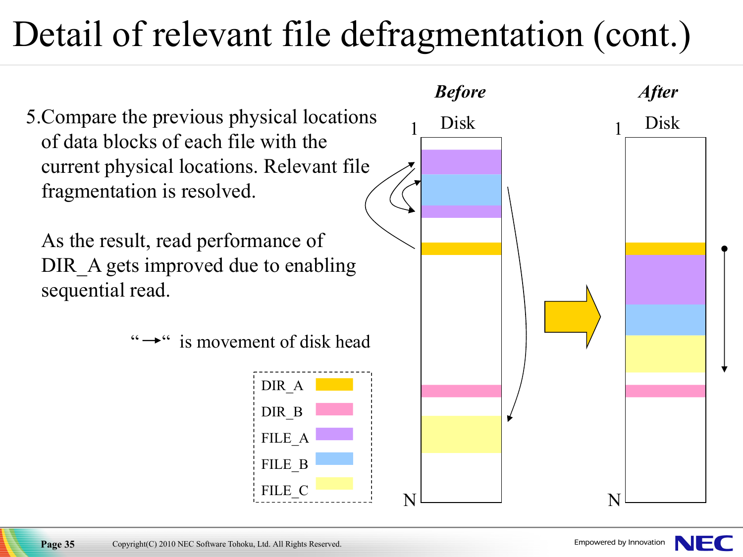# Detail of relevant file defragmentation (cont.)

5.Compare the previous physical locations of data blocks of each file with the current physical locations. Relevant file fragmentation is resolved.

As the result, read performance of DIR_A gets improved due to enabling sequential read.

"→" is movement of disk head

| | |
|---|---|
| DIR_A | (yellow/orange) |
| DIR_B | (pink) |
| FILE_A | (purple) |
| FILE_B | (blue) |
| FILE_C | (light yellow) |

***Before***

1 Disk

N

***After***

1 Disk

N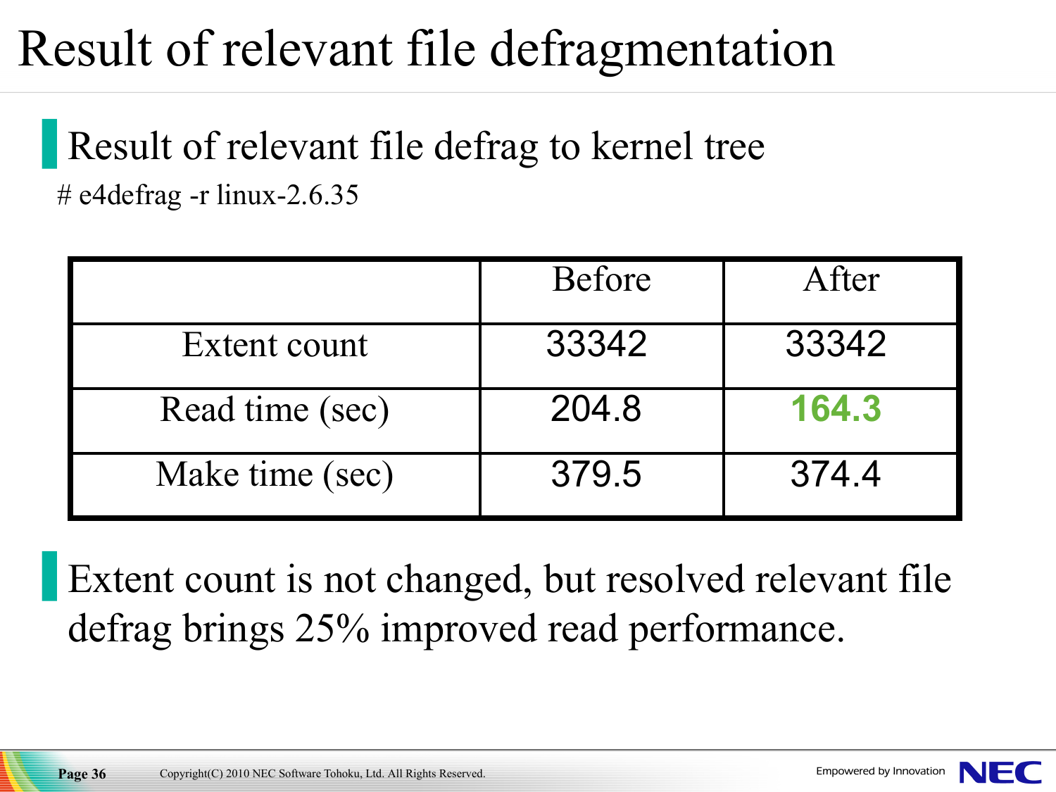# Result of relevant file defragmentation

## Result of relevant file defrag to kernel tree

```
# e4defrag -r linux-2.6.35
```

| | Before | After |
|---|---|---|
| Extent count | 33342 | 33342 |
| Read time (sec) | 204.8 | **164.3** |
| Make time (sec) | 379.5 | 374.4 |

## Extent count is not changed, but resolved relevant file defrag brings 25% improved read performance.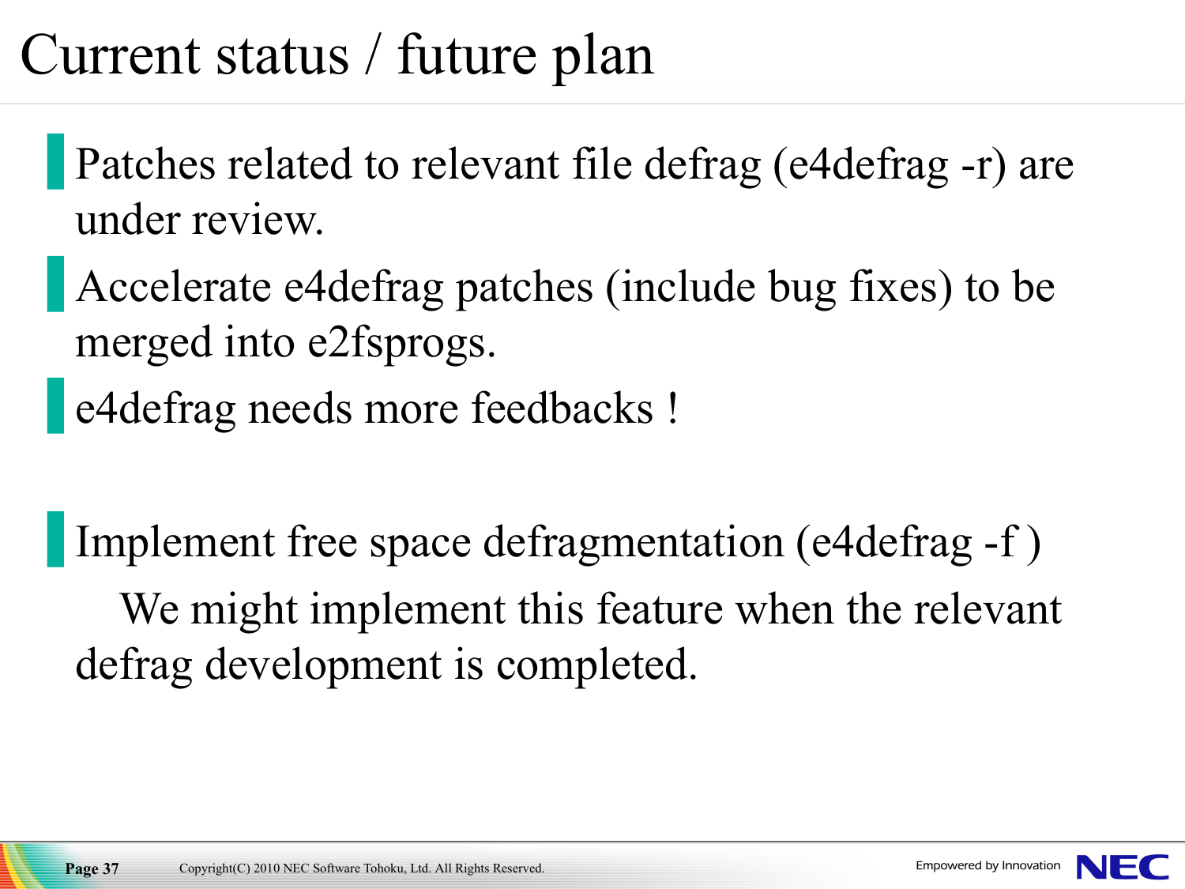# Current status / future plan

- Patches related to relevant file defrag (e4defrag -r) are under review.
- Accelerate e4defrag patches (include bug fixes) to be merged into e2fsprogs.
- e4defrag needs more feedbacks !

- Implement free space defragmentation (e4defrag -f )

  We might implement this feature when the relevant defrag development is completed.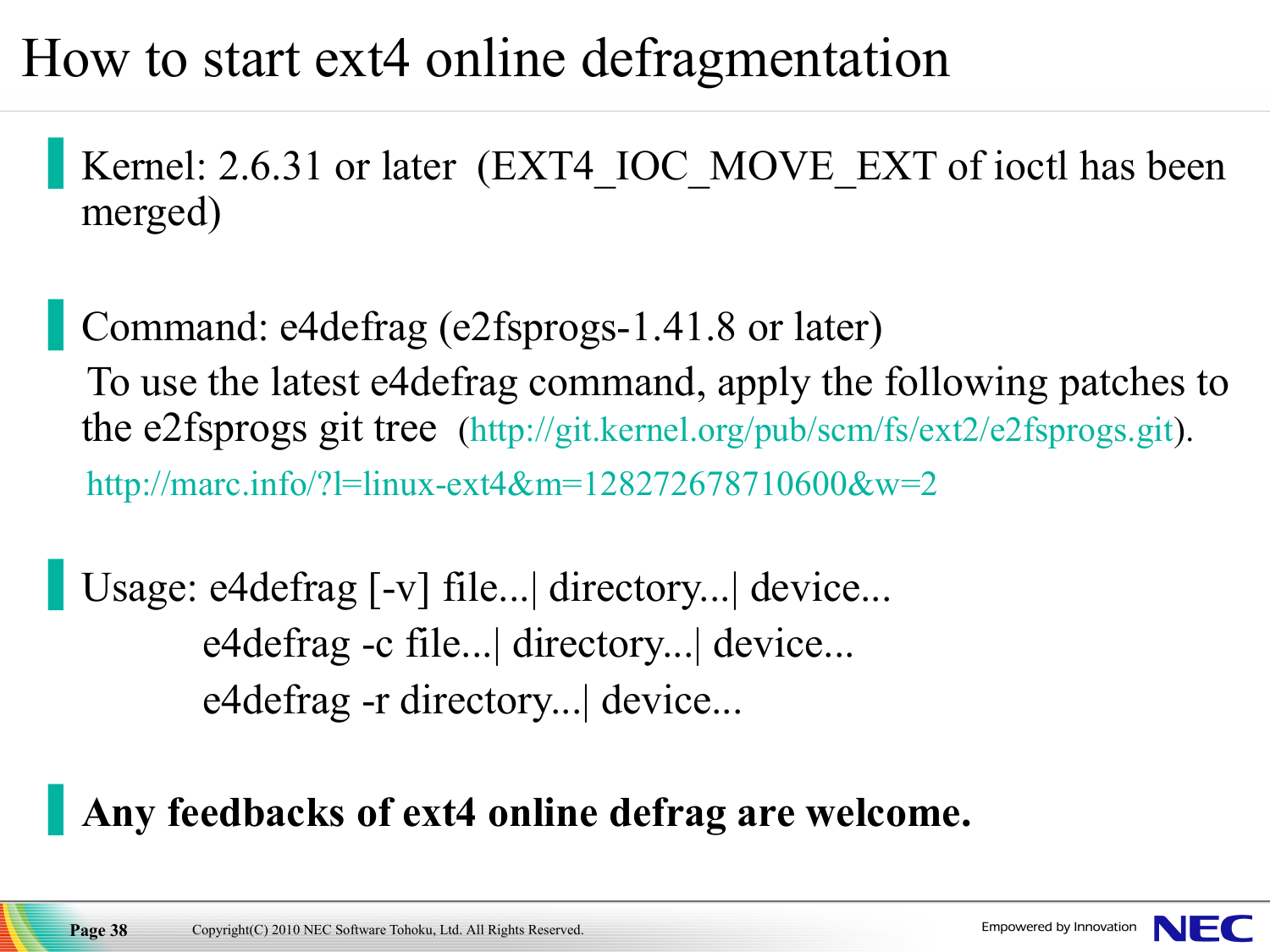# How to start ext4 online defragmentation

- Kernel: 2.6.31 or later (EXT4_IOC_MOVE_EXT of ioctl has been merged)

- Command: e4defrag (e2fsprogs-1.41.8 or later)

  To use the latest e4defrag command, apply the following patches to the e2fsprogs git tree (http://git.kernel.org/pub/scm/fs/ext2/e2fsprogs.git).

  http://marc.info/?l=linux-ext4&m=128272678710600&w=2

- Usage: e4defrag [-v] file...| directory...| device...

  e4defrag -c file...| directory...| device...

  e4defrag -r directory...| device...

- **Any feedbacks of ext4 online defrag are welcome.**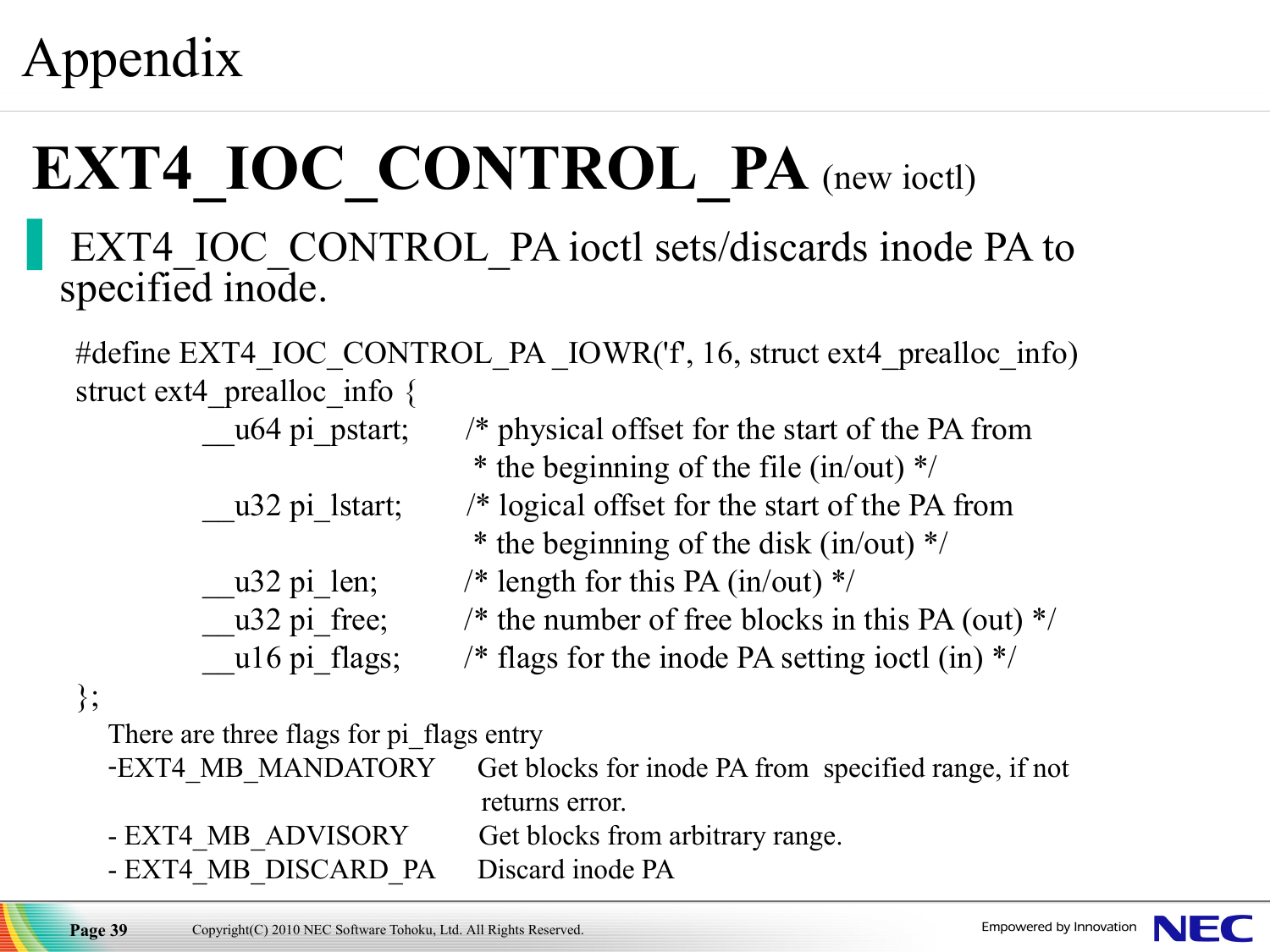# Appendix

## EXT4_IOC_CONTROL_PA (new ioctl)

- EXT4_IOC_CONTROL_PA ioctl sets/discards inode PA to specified inode.

```
#define EXT4_IOC_CONTROL_PA _IOWR('f', 16, struct ext4_prealloc_info)
struct ext4_prealloc_info {
        __u64 pi_pstart;     /* physical offset for the start of the PA from
                              * the beginning of the file (in/out) */
        __u32 pi_lstart;     /* logical offset for the start of the PA from
                              * the beginning of the disk (in/out) */
        __u32 pi_len;        /* length for this PA (in/out) */
        __u32 pi_free;       /* the number of free blocks in this PA (out) */
        __u16 pi_flags;      /* flags for the inode PA setting ioctl (in) */
};
```

There are three flags for pi_flags entry

- EXT4_MB_MANDATORY — Get blocks for inode PA from specified range, if not returns error.
- EXT4_MB_ADVISORY — Get blocks from arbitrary range.
- EXT4_MB_DISCARD_PA — Discard inode PA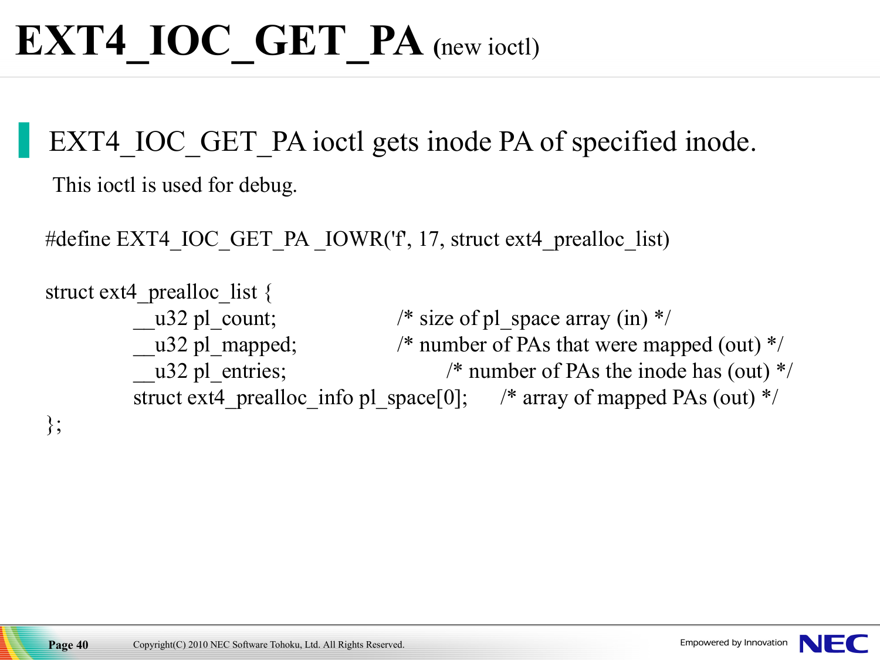# EXT4_IOC_GET_PA (new ioctl)

- EXT4_IOC_GET_PA ioctl gets inode PA of specified inode.

This ioctl is used for debug.

```
#define EXT4_IOC_GET_PA _IOWR('f', 17, struct ext4_prealloc_list)

struct ext4_prealloc_list {
        __u32 pl_count;                          /* size of pl_space array (in) */
        __u32 pl_mapped;                         /* number of PAs that were mapped (out) */
        __u32 pl_entries;                        /* number of PAs the inode has (out) */
        struct ext4_prealloc_info pl_space[0];   /* array of mapped PAs (out) */
};
```

Copyright(C) 2010 NEC Software Tohoku, Ltd. All Rights Reserved.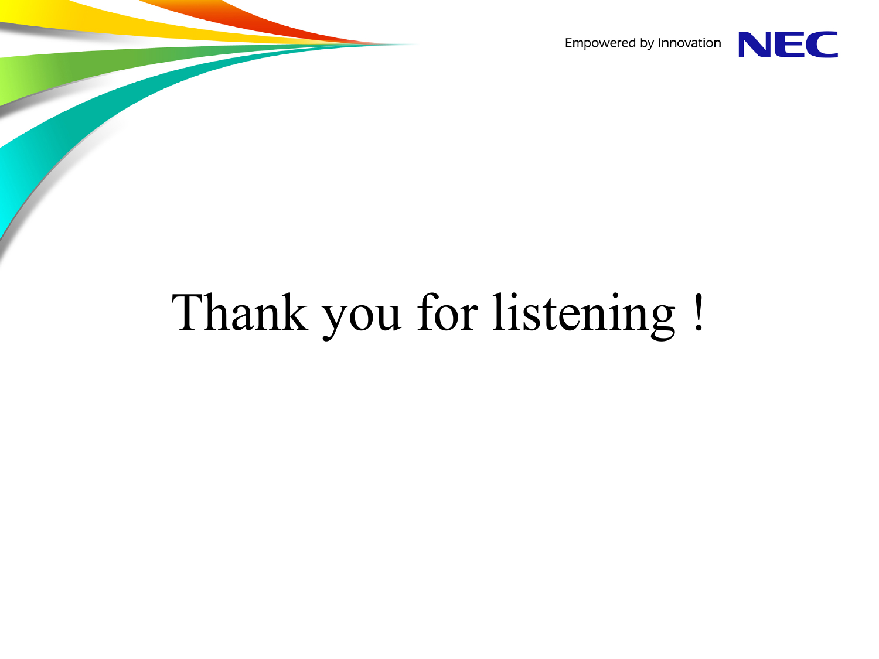Thank you for listening !